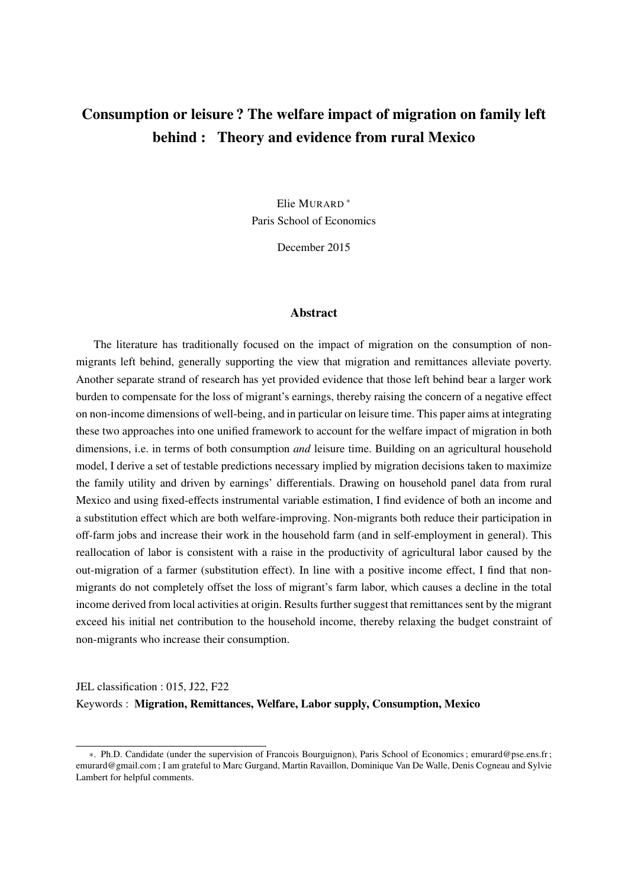# Consumption or leisure ? The welfare impact of migration on family left behind : Theory and evidence from rural Mexico

Elie MURARD *
Paris School of Economics

December 2015

## Abstract

The literature has traditionally focused on the impact of migration on the consumption of non-migrants left behind, generally supporting the view that migration and remittances alleviate poverty. Another separate strand of research has yet provided evidence that those left behind bear a larger work burden to compensate for the loss of migrant's earnings, thereby raising the concern of a negative effect on non-income dimensions of well-being, and in particular on leisure time. This paper aims at integrating these two approaches into one unified framework to account for the welfare impact of migration in both dimensions, i.e. in terms of both consumption *and* leisure time. Building on an agricultural household model, I derive a set of testable predictions necessary implied by migration decisions taken to maximize the family utility and driven by earnings' differentials. Drawing on household panel data from rural Mexico and using fixed-effects instrumental variable estimation, I find evidence of both an income and a substitution effect which are both welfare-improving. Non-migrants both reduce their participation in off-farm jobs and increase their work in the household farm (and in self-employment in general). This reallocation of labor is consistent with a raise in the productivity of agricultural labor caused by the out-migration of a farmer (substitution effect). In line with a positive income effect, I find that non-migrants do not completely offset the loss of migrant's farm labor, which causes a decline in the total income derived from local activities at origin. Results further suggest that remittances sent by the migrant exceed his initial net contribution to the household income, thereby relaxing the budget constraint of non-migrants who increase their consumption.

JEL classification : 015, J22, F22

Keywords : **Migration, Remittances, Welfare, Labor supply, Consumption, Mexico**

---

*. Ph.D. Candidate (under the supervision of Francois Bourguignon), Paris School of Economics ; emurard@pse.ens.fr ; emurard@gmail.com ; I am grateful to Marc Gurgand, Martin Ravaillon, Dominique Van De Walle, Denis Cogneau and Sylvie Lambert for helpful comments.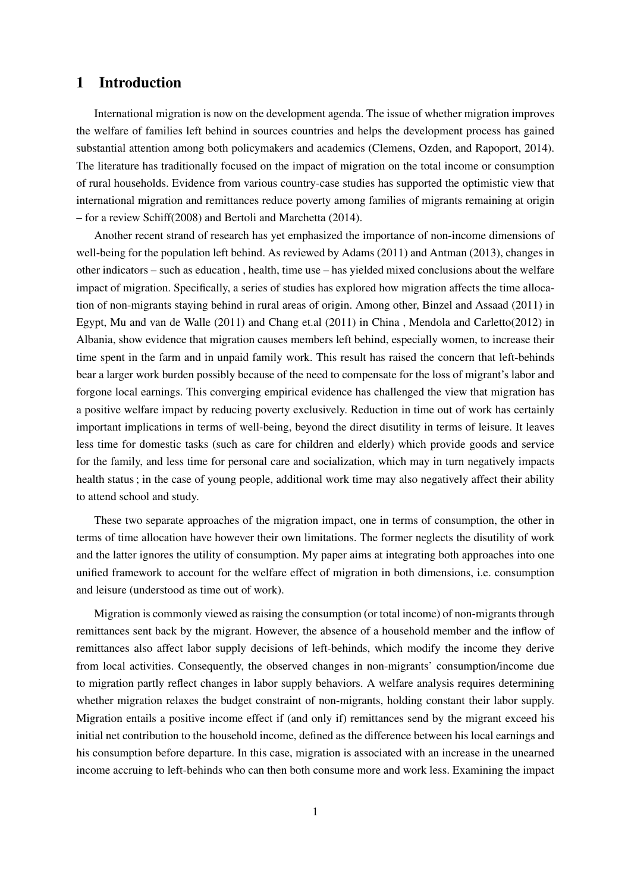# 1 Introduction

International migration is now on the development agenda. The issue of whether migration improves the welfare of families left behind in sources countries and helps the development process has gained substantial attention among both policymakers and academics (Clemens, Ozden, and Rapoport, 2014). The literature has traditionally focused on the impact of migration on the total income or consumption of rural households. Evidence from various country-case studies has supported the optimistic view that international migration and remittances reduce poverty among families of migrants remaining at origin – for a review Schiff(2008) and Bertoli and Marchetta (2014).

Another recent strand of research has yet emphasized the importance of non-income dimensions of well-being for the population left behind. As reviewed by Adams (2011) and Antman (2013), changes in other indicators – such as education , health, time use – has yielded mixed conclusions about the welfare impact of migration. Specifically, a series of studies has explored how migration affects the time allocation of non-migrants staying behind in rural areas of origin. Among other, Binzel and Assaad (2011) in Egypt, Mu and van de Walle (2011) and Chang et.al (2011) in China , Mendola and Carletto(2012) in Albania, show evidence that migration causes members left behind, especially women, to increase their time spent in the farm and in unpaid family work. This result has raised the concern that left-behinds bear a larger work burden possibly because of the need to compensate for the loss of migrant's labor and forgone local earnings. This converging empirical evidence has challenged the view that migration has a positive welfare impact by reducing poverty exclusively. Reduction in time out of work has certainly important implications in terms of well-being, beyond the direct disutility in terms of leisure. It leaves less time for domestic tasks (such as care for children and elderly) which provide goods and service for the family, and less time for personal care and socialization, which may in turn negatively impacts health status ; in the case of young people, additional work time may also negatively affect their ability to attend school and study.

These two separate approaches of the migration impact, one in terms of consumption, the other in terms of time allocation have however their own limitations. The former neglects the disutility of work and the latter ignores the utility of consumption. My paper aims at integrating both approaches into one unified framework to account for the welfare effect of migration in both dimensions, i.e. consumption and leisure (understood as time out of work).

Migration is commonly viewed as raising the consumption (or total income) of non-migrants through remittances sent back by the migrant. However, the absence of a household member and the inflow of remittances also affect labor supply decisions of left-behinds, which modify the income they derive from local activities. Consequently, the observed changes in non-migrants' consumption/income due to migration partly reflect changes in labor supply behaviors. A welfare analysis requires determining whether migration relaxes the budget constraint of non-migrants, holding constant their labor supply. Migration entails a positive income effect if (and only if) remittances send by the migrant exceed his initial net contribution to the household income, defined as the difference between his local earnings and his consumption before departure. In this case, migration is associated with an increase in the unearned income accruing to left-behinds who can then both consume more and work less. Examining the impact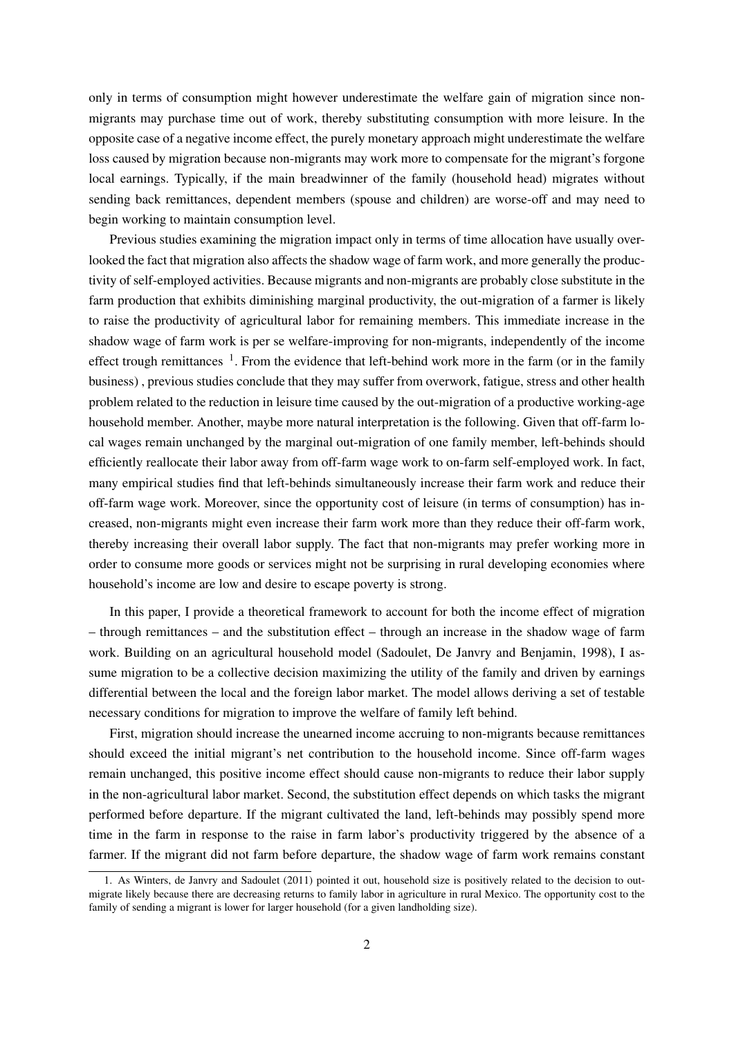only in terms of consumption might however underestimate the welfare gain of migration since non-migrants may purchase time out of work, thereby substituting consumption with more leisure. In the opposite case of a negative income effect, the purely monetary approach might underestimate the welfare loss caused by migration because non-migrants may work more to compensate for the migrant's forgone local earnings. Typically, if the main breadwinner of the family (household head) migrates without sending back remittances, dependent members (spouse and children) are worse-off and may need to begin working to maintain consumption level.

Previous studies examining the migration impact only in terms of time allocation have usually overlooked the fact that migration also affects the shadow wage of farm work, and more generally the productivity of self-employed activities. Because migrants and non-migrants are probably close substitute in the farm production that exhibits diminishing marginal productivity, the out-migration of a farmer is likely to raise the productivity of agricultural labor for remaining members. This immediate increase in the shadow wage of farm work is per se welfare-improving for non-migrants, independently of the income effect trough remittances [1]. From the evidence that left-behind work more in the farm (or in the family business) , previous studies conclude that they may suffer from overwork, fatigue, stress and other health problem related to the reduction in leisure time caused by the out-migration of a productive working-age household member. Another, maybe more natural interpretation is the following. Given that off-farm local wages remain unchanged by the marginal out-migration of one family member, left-behinds should efficiently reallocate their labor away from off-farm wage work to on-farm self-employed work. In fact, many empirical studies find that left-behinds simultaneously increase their farm work and reduce their off-farm wage work. Moreover, since the opportunity cost of leisure (in terms of consumption) has increased, non-migrants might even increase their farm work more than they reduce their off-farm work, thereby increasing their overall labor supply. The fact that non-migrants may prefer working more in order to consume more goods or services might not be surprising in rural developing economies where household's income are low and desire to escape poverty is strong.

In this paper, I provide a theoretical framework to account for both the income effect of migration – through remittances – and the substitution effect – through an increase in the shadow wage of farm work. Building on an agricultural household model (Sadoulet, De Janvry and Benjamin, 1998), I assume migration to be a collective decision maximizing the utility of the family and driven by earnings differential between the local and the foreign labor market. The model allows deriving a set of testable necessary conditions for migration to improve the welfare of family left behind.

First, migration should increase the unearned income accruing to non-migrants because remittances should exceed the initial migrant's net contribution to the household income. Since off-farm wages remain unchanged, this positive income effect should cause non-migrants to reduce their labor supply in the non-agricultural labor market. Second, the substitution effect depends on which tasks the migrant performed before departure. If the migrant cultivated the land, left-behinds may possibly spend more time in the farm in response to the raise in farm labor's productivity triggered by the absence of a farmer. If the migrant did not farm before departure, the shadow wage of farm work remains constant

1. As Winters, de Janvry and Sadoulet (2011) pointed it out, household size is positively related to the decision to out-migrate likely because there are decreasing returns to family labor in agriculture in rural Mexico. The opportunity cost to the family of sending a migrant is lower for larger household (for a given landholding size).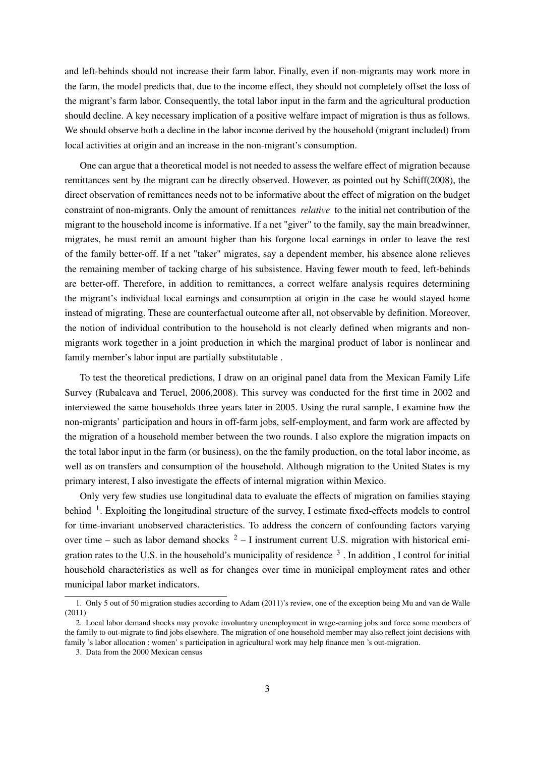and left-behinds should not increase their farm labor. Finally, even if non-migrants may work more in the farm, the model predicts that, due to the income effect, they should not completely offset the loss of the migrant's farm labor. Consequently, the total labor input in the farm and the agricultural production should decline. A key necessary implication of a positive welfare impact of migration is thus as follows. We should observe both a decline in the labor income derived by the household (migrant included) from local activities at origin and an increase in the non-migrant's consumption.

One can argue that a theoretical model is not needed to assess the welfare effect of migration because remittances sent by the migrant can be directly observed. However, as pointed out by Schiff(2008), the direct observation of remittances needs not to be informative about the effect of migration on the budget constraint of non-migrants. Only the amount of remittances *relative* to the initial net contribution of the migrant to the household income is informative. If a net "giver" to the family, say the main breadwinner, migrates, he must remit an amount higher than his forgone local earnings in order to leave the rest of the family better-off. If a net "taker" migrates, say a dependent member, his absence alone relieves the remaining member of tacking charge of his subsistence. Having fewer mouth to feed, left-behinds are better-off. Therefore, in addition to remittances, a correct welfare analysis requires determining the migrant's individual local earnings and consumption at origin in the case he would stayed home instead of migrating. These are counterfactual outcome after all, not observable by definition. Moreover, the notion of individual contribution to the household is not clearly defined when migrants and non-migrants work together in a joint production in which the marginal product of labor is nonlinear and family member's labor input are partially substitutable .

To test the theoretical predictions, I draw on an original panel data from the Mexican Family Life Survey (Rubalcava and Teruel, 2006,2008). This survey was conducted for the first time in 2002 and interviewed the same households three years later in 2005. Using the rural sample, I examine how the non-migrants' participation and hours in off-farm jobs, self-employment, and farm work are affected by the migration of a household member between the two rounds. I also explore the migration impacts on the total labor input in the farm (or business), on the the family production, on the total labor income, as well as on transfers and consumption of the household. Although migration to the United States is my primary interest, I also investigate the effects of internal migration within Mexico.

Only very few studies use longitudinal data to evaluate the effects of migration on families staying behind [1]. Exploiting the longitudinal structure of the survey, I estimate fixed-effects models to control for time-invariant unobserved characteristics. To address the concern of confounding factors varying over time – such as labor demand shocks [2] – I instrument current U.S. migration with historical emigration rates to the U.S. in the household's municipality of residence [3] . In addition , I control for initial household characteristics as well as for changes over time in municipal employment rates and other municipal labor market indicators.

1. Only 5 out of 50 migration studies according to Adam (2011)'s review, one of the exception being Mu and van de Walle (2011)

2. Local labor demand shocks may provoke involuntary unemployment in wage-earning jobs and force some members of the family to out-migrate to find jobs elsewhere. The migration of one household member may also reflect joint decisions with family 's labor allocation : women' s participation in agricultural work may help finance men 's out-migration.

3. Data from the 2000 Mexican census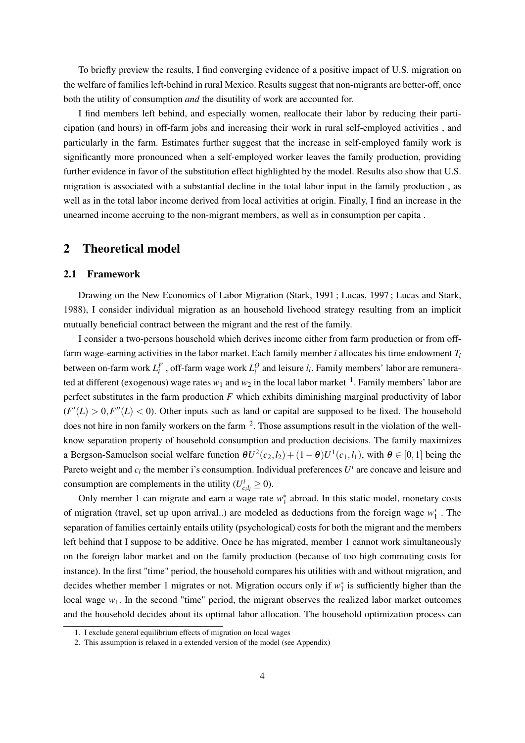To briefly preview the results, I find converging evidence of a positive impact of U.S. migration on the welfare of families left-behind in rural Mexico. Results suggest that non-migrants are better-off, once both the utility of consumption *and* the disutility of work are accounted for.

I find members left behind, and especially women, reallocate their labor by reducing their participation (and hours) in off-farm jobs and increasing their work in rural self-employed activities , and particularly in the farm. Estimates further suggest that the increase in self-employed family work is significantly more pronounced when a self-employed worker leaves the family production, providing further evidence in favor of the substitution effect highlighted by the model. Results also show that U.S. migration is associated with a substantial decline in the total labor input in the family production , as well as in the total labor income derived from local activities at origin. Finally, I find an increase in the unearned income accruing to the non-migrant members, as well as in consumption per capita .

## 2 Theoretical model

### 2.1 Framework

Drawing on the New Economics of Labor Migration (Stark, 1991 ; Lucas, 1997 ; Lucas and Stark, 1988), I consider individual migration as an household livehood strategy resulting from an implicit mutually beneficial contract between the migrant and the rest of the family.

I consider a two-persons household which derives income either from farm production or from off-farm wage-earning activities in the labor market. Each family member $i$ allocates his time endowment $T_i$ between on-farm work $L_i^F$ , off-farm wage work $L_i^O$ and leisure $l_i$. Family members' labor are remunerated at different (exogenous) wage rates $w_1$ and $w_2$ in the local labor market [1]. Family members' labor are perfect substitutes in the farm production $F$ which exhibits diminishing marginal productivity of labor $(F'(L) > 0, F''(L) < 0)$. Other inputs such as land or capital are supposed to be fixed. The household does not hire in non family workers on the farm [2]. Those assumptions result in the violation of the well-know separation property of household consumption and production decisions. The family maximizes a Bergson-Samuelson social welfare function $\theta U^2(c_2,l_2) + (1-\theta)U^1(c_1,l_1)$, with $\theta \in [0,1]$ being the Pareto weight and $c_i$ the member i's consumption. Individual preferences $U^i$ are concave and leisure and consumption are complements in the utility ($U^i_{c_i l_i} \geq 0$).

Only member 1 can migrate and earn a wage rate $w_1^*$ abroad. In this static model, monetary costs of migration (travel, set up upon arrival..) are modeled as deductions from the foreign wage $w_1^*$ . The separation of families certainly entails utility (psychological) costs for both the migrant and the members left behind that I suppose to be additive. Once he has migrated, member 1 cannot work simultaneously on the foreign labor market and on the family production (because of too high commuting costs for instance). In the first "time" period, the household compares his utilities with and without migration, and decides whether member 1 migrates or not. Migration occurs only if $w_1^*$ is sufficiently higher than the local wage $w_1$. In the second "time" period, the migrant observes the realized labor market outcomes and the household decides about its optimal labor allocation. The household optimization process can

1. I exclude general equilibrium effects of migration on local wages

2. This assumption is relaxed in a extended version of the model (see Appendix)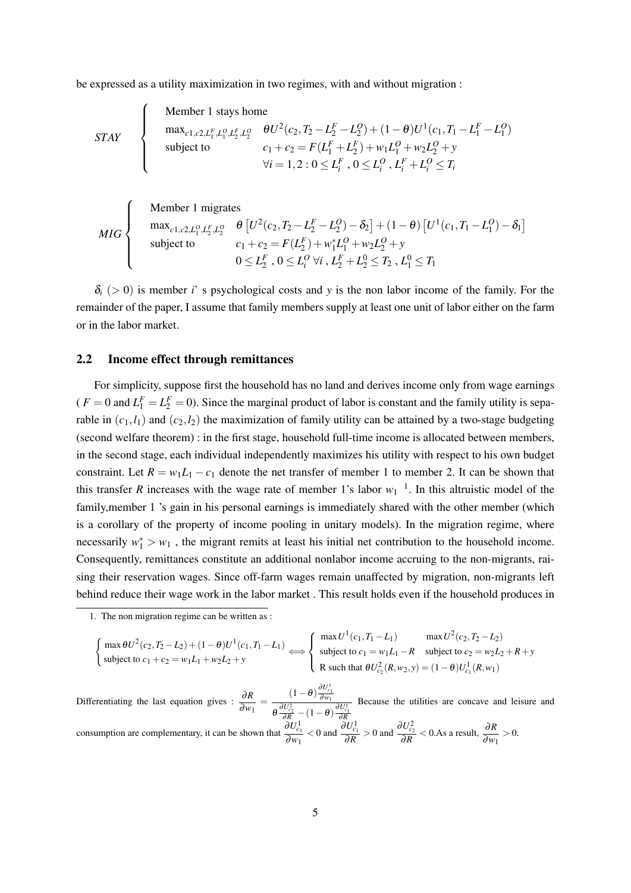be expressed as a utility maximization in two regimes, with and without migration :

$$
STAY \quad \left\{ \begin{array}{ll} \text{Member 1 stays home} & \\ \max_{c1,c2,L_1^F,L_1^O,L_2^F,L_2^O} & \theta U^2(c_2, T_2 - L_2^F - L_2^O) + (1-\theta) U^1(c_1, T_1 - L_1^F - L_1^O) \\ \text{subject to} & c_1 + c_2 = F(L_1^F + L_2^F) + w_1 L_1^O + w_2 L_2^O + y \\ & \forall i = 1,2 : 0 \leq L_i^F \ , 0 \leq L_i^O \ , L_i^F + L_i^O \leq T_i \end{array} \right.
$$

$$
MIG \left\{ \begin{array}{ll} \text{Member 1 migrates} & \\ \max_{c1,c2,L_1^O,L_2^F,L_2^O} & \theta \left[ U^2(c_2, T_2 - L_2^F - L_2^O) - \delta_2 \right] + (1-\theta) \left[ U^1(c_1, T_1 - L_1^O) - \delta_1 \right] \\ \text{subject to} & c_1 + c_2 = F(L_2^F) + w_1^* L_1^O + w_2 L_2^O + y \\ & 0 \leq L_2^F \ , 0 \leq L_i^O \ \forall i \ , L_2^F + L_2^0 \leq T_2 \ , L_1^0 \leq T_1 \end{array} \right.
$$

$\delta_i$ $(> 0)$ is member $i$' s psychological costs and $y$ is the non labor income of the family. For the remainder of the paper, I assume that family members supply at least one unit of labor either on the farm or in the labor market.

## 2.2 Income effect through remittances

For simplicity, suppose first the household has no land and derives income only from wage earnings ( $F = 0$ and $L_1^F = L_2^F = 0$). Since the marginal product of labor is constant and the family utility is separable in $(c_1, l_1)$ and $(c_2, l_2)$ the maximization of family utility can be attained by a two-stage budgeting (second welfare theorem) : in the first stage, household full-time income is allocated between members, in the second stage, each individual independently maximizes his utility with respect to his own budget constraint. Let $R = w_1 L_1 - c_1$ denote the net transfer of member 1 to member 2. It can be shown that this transfer $R$ increases with the wage rate of member 1's labor $w_1$ [1]. In this altruistic model of the family,member 1 's gain in his personal earnings is immediately shared with the other member (which is a corollary of the property of income pooling in unitary models). In the migration regime, where necessarily $w_1^* > w_1$ , the migrant remits at least his initial net contribution to the household income. Consequently, remittances constitute an additional nonlabor income accruing to the non-migrants, raising their reservation wages. Since off-farm wages remain unaffected by migration, non-migrants left behind reduce their wage work in the labor market . This result holds even if the household produces in

1. The non migration regime can be written as :

$$
\left\{ \begin{array}{l} \max \theta U^2(c_2, T_2 - L_2) + (1-\theta) U^1(c_1, T_1 - L_1) \\ \text{subject to } c_1 + c_2 = w_1 L_1 + w_2 L_2 + y \end{array} \right. \iff \left\{ \begin{array}{ll} \max U^1(c_1, T_1 - L_1) & \max U^2(c_2, T_2 - L_2) \\ \text{subject to } c_1 = w_1 L_1 - R & \text{subject to } c_2 = w_2 L_2 + R + y \\ \multicolumn{2}{l}{\text{R such that } \theta U^2_{c_2}(R, w_2, y) = (1-\theta) U^1_{c_1}(R, w_1)} \end{array} \right.
$$

Differentiating the last equation gives : $\dfrac{\partial R}{\partial w_1} = \dfrac{(1-\theta)\frac{\partial U^1_{c_1}}{\partial w_1}}{\theta \frac{\partial U^2_{c_2}}{\partial R} - (1-\theta)\frac{\partial U^1_{c_1}}{\partial R}}$ Because the utilities are concave and leisure and consumption are complementary, it can be shown that $\dfrac{\partial U^1_{c_1}}{\partial w_1} < 0$ and $\dfrac{\partial U^1_{c_1}}{\partial R} > 0$ and $\dfrac{\partial U^2_{c_2}}{\partial R} < 0$.As a result, $\dfrac{\partial R}{\partial w_1} > 0$.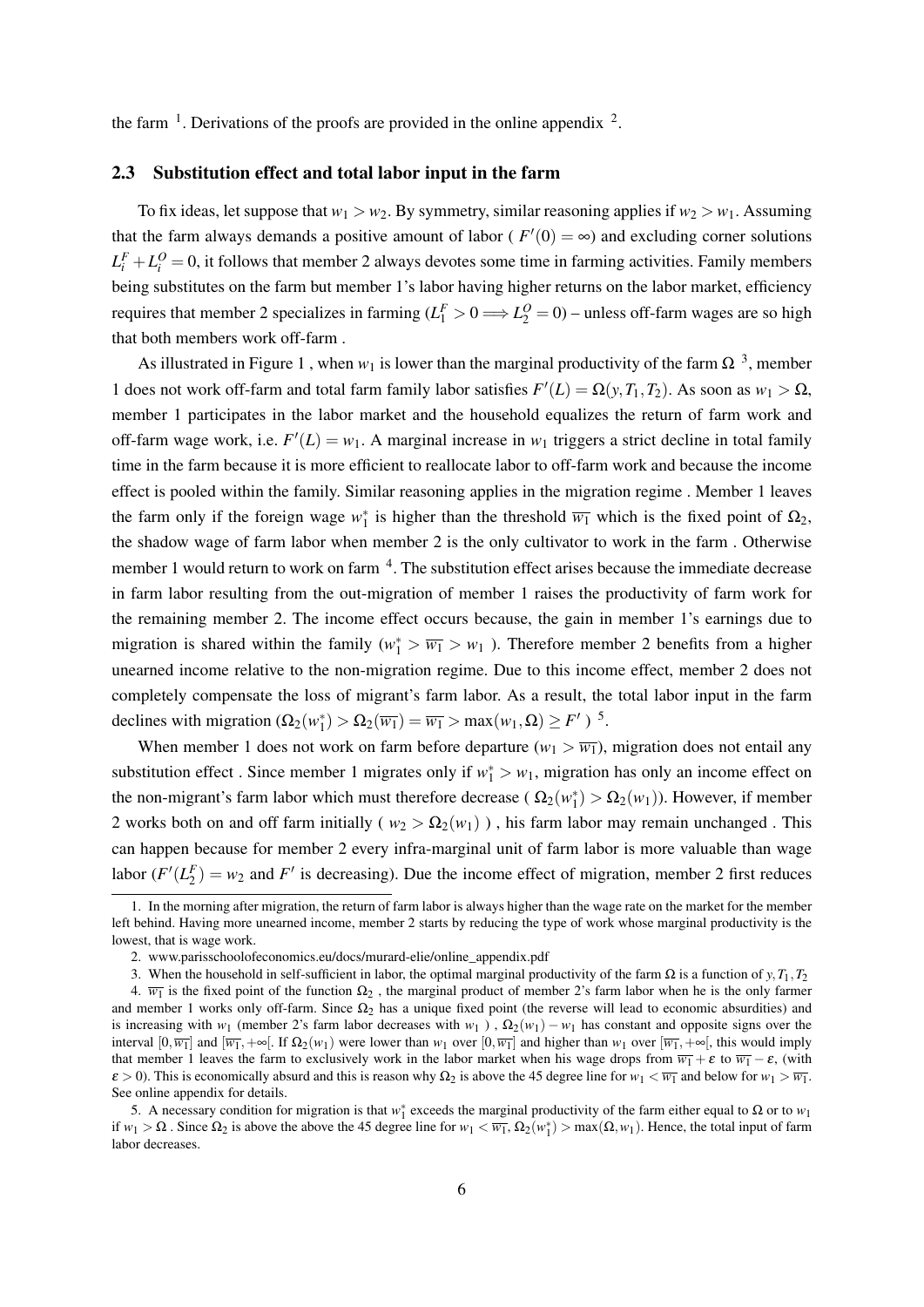the farm [1]. Derivations of the proofs are provided in the online appendix [2].

### 2.3 Substitution effect and total labor input in the farm

To fix ideas, let suppose that $w_1 > w_2$. By symmetry, similar reasoning applies if $w_2 > w_1$. Assuming that the farm always demands a positive amount of labor ( $F'(0) = \infty$) and excluding corner solutions $L_i^F + L_i^O = 0$, it follows that member 2 always devotes some time in farming activities. Family members being substitutes on the farm but member 1's labor having higher returns on the labor market, efficiency requires that member 2 specializes in farming ($L_1^F > 0 \Longrightarrow L_2^O = 0$) – unless off-farm wages are so high that both members work off-farm .

As illustrated in Figure 1 , when $w_1$ is lower than the marginal productivity of the farm $\Omega$ [3], member 1 does not work off-farm and total farm family labor satisfies $F'(L) = \Omega(y, T_1, T_2)$. As soon as $w_1 > \Omega$, member 1 participates in the labor market and the household equalizes the return of farm work and off-farm wage work, i.e. $F'(L) = w_1$. A marginal increase in $w_1$ triggers a strict decline in total family time in the farm because it is more efficient to reallocate labor to off-farm work and because the income effect is pooled within the family. Similar reasoning applies in the migration regime . Member 1 leaves the farm only if the foreign wage $w_1^*$ is higher than the threshold $\overline{w_1}$ which is the fixed point of $\Omega_2$, the shadow wage of farm labor when member 2 is the only cultivator to work in the farm . Otherwise member 1 would return to work on farm [4]. The substitution effect arises because the immediate decrease in farm labor resulting from the out-migration of member 1 raises the productivity of farm work for the remaining member 2. The income effect occurs because, the gain in member 1's earnings due to migration is shared within the family ($w_1^* > \overline{w_1} > w_1$ ). Therefore member 2 benefits from a higher unearned income relative to the non-migration regime. Due to this income effect, member 2 does not completely compensate the loss of migrant's farm labor. As a result, the total labor input in the farm declines with migration ($\Omega_2(w_1^*) > \Omega_2(\overline{w_1}) = \overline{w_1} > \max(w_1, \Omega) \geq F'$ ) [5].

When member 1 does not work on farm before departure ($w_1 > \overline{w_1}$), migration does not entail any substitution effect . Since member 1 migrates only if $w_1^* > w_1$, migration has only an income effect on the non-migrant's farm labor which must therefore decrease ( $\Omega_2(w_1^*) > \Omega_2(w_1)$). However, if member 2 works both on and off farm initially ( $w_2 > \Omega_2(w_1)$ ) , his farm labor may remain unchanged . This can happen because for member 2 every infra-marginal unit of farm labor is more valuable than wage labor ($F'(L_2^F) = w_2$ and $F'$ is decreasing). Due the income effect of migration, member 2 first reduces

---

1. In the morning after migration, the return of farm labor is always higher than the wage rate on the market for the member left behind. Having more unearned income, member 2 starts by reducing the type of work whose marginal productivity is the lowest, that is wage work.

2. www.parisschoolofeconomics.eu/docs/murard-elie/online_appendix.pdf

3. When the household in self-sufficient in labor, the optimal marginal productivity of the farm $\Omega$ is a function of $y, T_1, T_2$

4. $\overline{w_1}$ is the fixed point of the function $\Omega_2$ , the marginal product of member 2's farm labor when he is the only farmer and member 1 works only off-farm. Since $\Omega_2$ has a unique fixed point (the reverse will lead to economic absurdities) and is increasing with $w_1$ (member 2's farm labor decreases with $w_1$ ) , $\Omega_2(w_1) - w_1$ has constant and opposite signs over the interval $[0, \overline{w_1}]$ and $[\overline{w_1}, +\infty[$. If $\Omega_2(w_1)$ were lower than $w_1$ over $[0, \overline{w_1}]$ and higher than $w_1$ over $[\overline{w_1}, +\infty[$, this would imply that member 1 leaves the farm to exclusively work in the labor market when his wage drops from $\overline{w_1} + \varepsilon$ to $\overline{w_1} - \varepsilon$, (with $\varepsilon > 0$). This is economically absurd and this is reason why $\Omega_2$ is above the 45 degree line for $w_1 < \overline{w_1}$ and below for $w_1 > \overline{w_1}$. See online appendix for details.

5. A necessary condition for migration is that $w_1^*$ exceeds the marginal productivity of the farm either equal to $\Omega$ or to $w_1$ if $w_1 > \Omega$ . Since $\Omega_2$ is above the above the 45 degree line for $w_1 < \overline{w_1}$, $\Omega_2(w_1^*) > \max(\Omega, w_1)$. Hence, the total input of farm labor decreases.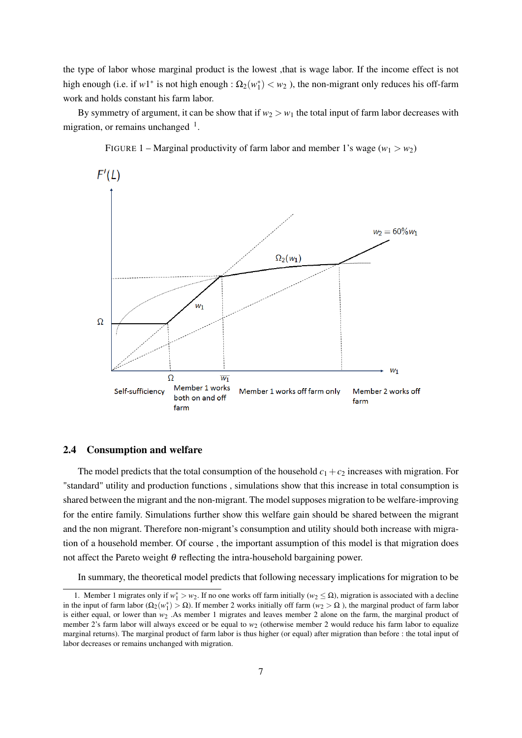the type of labor whose marginal product is the lowest ,that is wage labor. If the income effect is not high enough (i.e. if $w1^*$ is not high enough : $\Omega_2(w_1^*) < w_2$ ), the non-migrant only reduces his off-farm work and holds constant his farm labor.

By symmetry of argument, it can be show that if $w_2 > w_1$ the total input of farm labor decreases with migration, or remains unchanged [1].

FIGURE 1 – Marginal productivity of farm labor and member 1's wage ($w_1 > w_2$)

## 2.4 Consumption and welfare

The model predicts that the total consumption of the household $c_1 + c_2$ increases with migration. For "standard" utility and production functions , simulations show that this increase in total consumption is shared between the migrant and the non-migrant. The model supposes migration to be welfare-improving for the entire family. Simulations further show this welfare gain should be shared between the migrant and the non migrant. Therefore non-migrant's consumption and utility should both increase with migration of a household member. Of course , the important assumption of this model is that migration does not affect the Pareto weight $\theta$ reflecting the intra-household bargaining power.

In summary, the theoretical model predicts that following necessary implications for migration to be

1. Member 1 migrates only if $w_1^* > w_2$. If no one works off farm initially ($w_2 \leq \Omega$), migration is associated with a decline in the input of farm labor ($\Omega_2(w_1^*) > \Omega$). If member 2 works initially off farm ($w_2 > \Omega$ ), the marginal product of farm labor is either equal, or lower than $w_2$ .As member 1 migrates and leaves member 2 alone on the farm, the marginal product of member 2's farm labor will always exceed or be equal to $w_2$ (otherwise member 2 would reduce his farm labor to equalize marginal returns). The marginal product of farm labor is thus higher (or equal) after migration than before : the total input of labor decreases or remains unchanged with migration.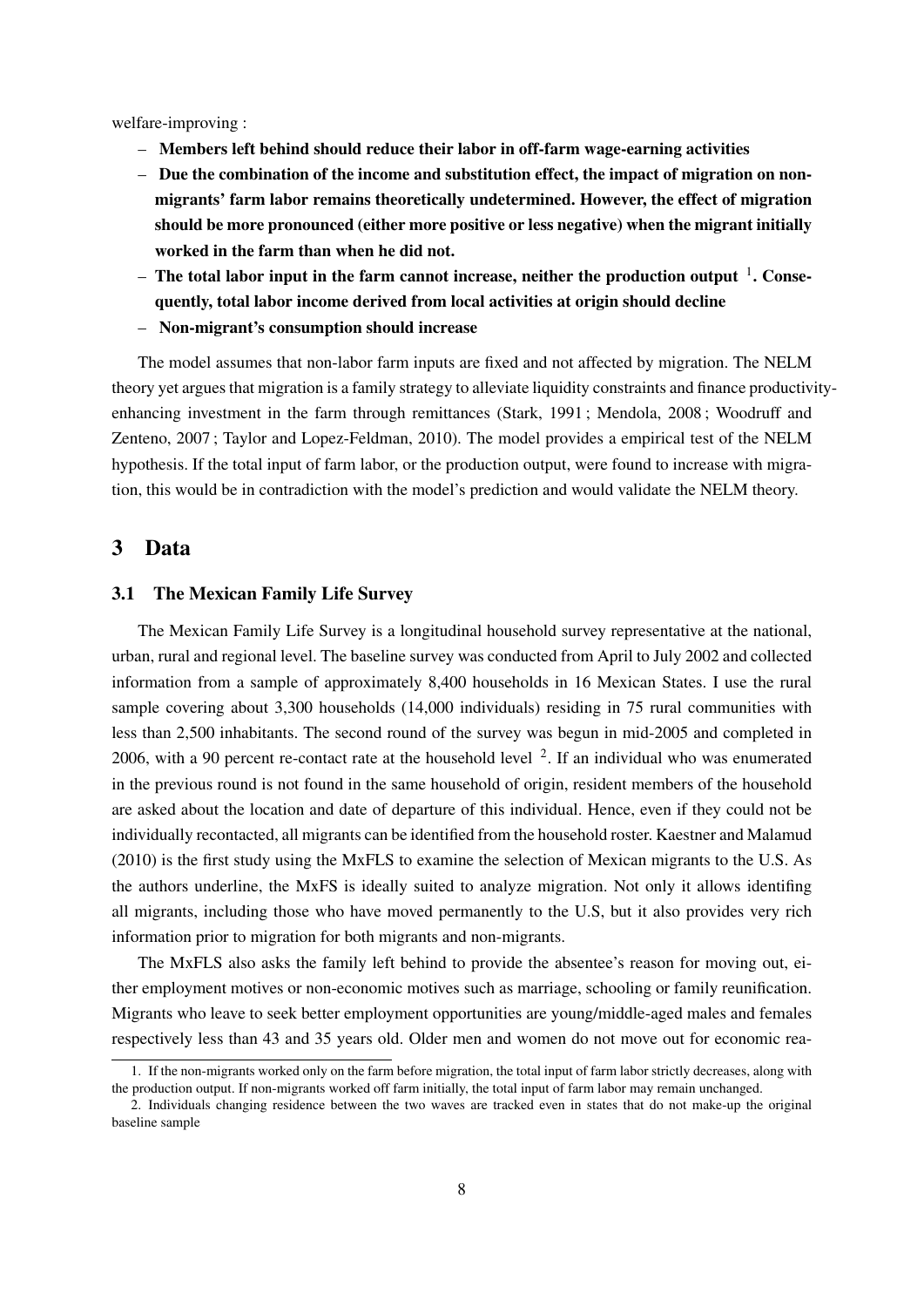welfare-improving :

- **Members left behind should reduce their labor in off-farm wage-earning activities**
- **Due the combination of the income and substitution effect, the impact of migration on non-migrants' farm labor remains theoretically undetermined. However, the effect of migration should be more pronounced (either more positive or less negative) when the migrant initially worked in the farm than when he did not.**
- **The total labor input in the farm cannot increase, neither the production output** [1]**. Consequently, total labor income derived from local activities at origin should decline**
- **Non-migrant's consumption should increase**

The model assumes that non-labor farm inputs are fixed and not affected by migration. The NELM theory yet argues that migration is a family strategy to alleviate liquidity constraints and finance productivity-enhancing investment in the farm through remittances (Stark, 1991 ; Mendola, 2008 ; Woodruff and Zenteno, 2007 ; Taylor and Lopez-Feldman, 2010). The model provides a empirical test of the NELM hypothesis. If the total input of farm labor, or the production output, were found to increase with migration, this would be in contradiction with the model's prediction and would validate the NELM theory.

## 3 Data

### 3.1 The Mexican Family Life Survey

The Mexican Family Life Survey is a longitudinal household survey representative at the national, urban, rural and regional level. The baseline survey was conducted from April to July 2002 and collected information from a sample of approximately 8,400 households in 16 Mexican States. I use the rural sample covering about 3,300 households (14,000 individuals) residing in 75 rural communities with less than 2,500 inhabitants. The second round of the survey was begun in mid-2005 and completed in 2006, with a 90 percent re-contact rate at the household level [2]. If an individual who was enumerated in the previous round is not found in the same household of origin, resident members of the household are asked about the location and date of departure of this individual. Hence, even if they could not be individually recontacted, all migrants can be identified from the household roster. Kaestner and Malamud (2010) is the first study using the MxFLS to examine the selection of Mexican migrants to the U.S. As the authors underline, the MxFS is ideally suited to analyze migration. Not only it allows identifing all migrants, including those who have moved permanently to the U.S, but it also provides very rich information prior to migration for both migrants and non-migrants.

The MxFLS also asks the family left behind to provide the absentee's reason for moving out, either employment motives or non-economic motives such as marriage, schooling or family reunification. Migrants who leave to seek better employment opportunities are young/middle-aged males and females respectively less than 43 and 35 years old. Older men and women do not move out for economic rea-

1. If the non-migrants worked only on the farm before migration, the total input of farm labor strictly decreases, along with the production output. If non-migrants worked off farm initially, the total input of farm labor may remain unchanged.

2. Individuals changing residence between the two waves are tracked even in states that do not make-up the original baseline sample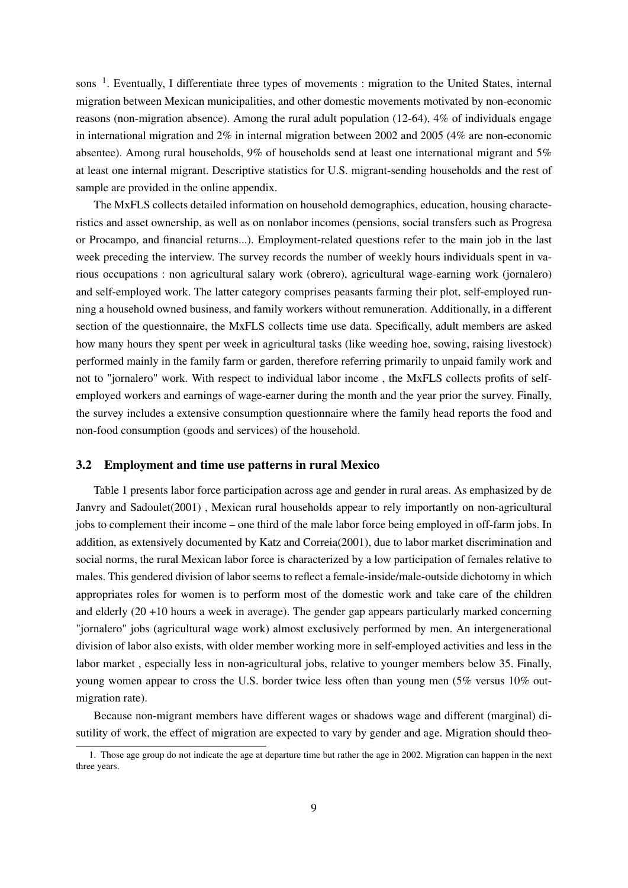sons [1]. Eventually, I differentiate three types of movements : migration to the United States, internal migration between Mexican municipalities, and other domestic movements motivated by non-economic reasons (non-migration absence). Among the rural adult population (12-64), 4% of individuals engage in international migration and 2% in internal migration between 2002 and 2005 (4% are non-economic absentee). Among rural households, 9% of households send at least one international migrant and 5% at least one internal migrant. Descriptive statistics for U.S. migrant-sending households and the rest of sample are provided in the online appendix.

The MxFLS collects detailed information on household demographics, education, housing characteristics and asset ownership, as well as on nonlabor incomes (pensions, social transfers such as Progresa or Procampo, and financial returns...). Employment-related questions refer to the main job in the last week preceding the interview. The survey records the number of weekly hours individuals spent in various occupations : non agricultural salary work (obrero), agricultural wage-earning work (jornalero) and self-employed work. The latter category comprises peasants farming their plot, self-employed running a household owned business, and family workers without remuneration. Additionally, in a different section of the questionnaire, the MxFLS collects time use data. Specifically, adult members are asked how many hours they spent per week in agricultural tasks (like weeding hoe, sowing, raising livestock) performed mainly in the family farm or garden, therefore referring primarily to unpaid family work and not to "jornalero" work. With respect to individual labor income , the MxFLS collects profits of self-employed workers and earnings of wage-earner during the month and the year prior the survey. Finally, the survey includes a extensive consumption questionnaire where the family head reports the food and non-food consumption (goods and services) of the household.

### 3.2 Employment and time use patterns in rural Mexico

Table 1 presents labor force participation across age and gender in rural areas. As emphasized by de Janvry and Sadoulet(2001) , Mexican rural households appear to rely importantly on non-agricultural jobs to complement their income – one third of the male labor force being employed in off-farm jobs. In addition, as extensively documented by Katz and Correia(2001), due to labor market discrimination and social norms, the rural Mexican labor force is characterized by a low participation of females relative to males. This gendered division of labor seems to reflect a female-inside/male-outside dichotomy in which appropriates roles for women is to perform most of the domestic work and take care of the children and elderly (20 +10 hours a week in average). The gender gap appears particularly marked concerning "jornalero" jobs (agricultural wage work) almost exclusively performed by men. An intergenerational division of labor also exists, with older member working more in self-employed activities and less in the labor market , especially less in non-agricultural jobs, relative to younger members below 35. Finally, young women appear to cross the U.S. border twice less often than young men (5% versus 10% out-migration rate).

Because non-migrant members have different wages or shadows wage and different (marginal) disutility of work, the effect of migration are expected to vary by gender and age. Migration should theo-

[1]. Those age group do not indicate the age at departure time but rather the age in 2002. Migration can happen in the next three years.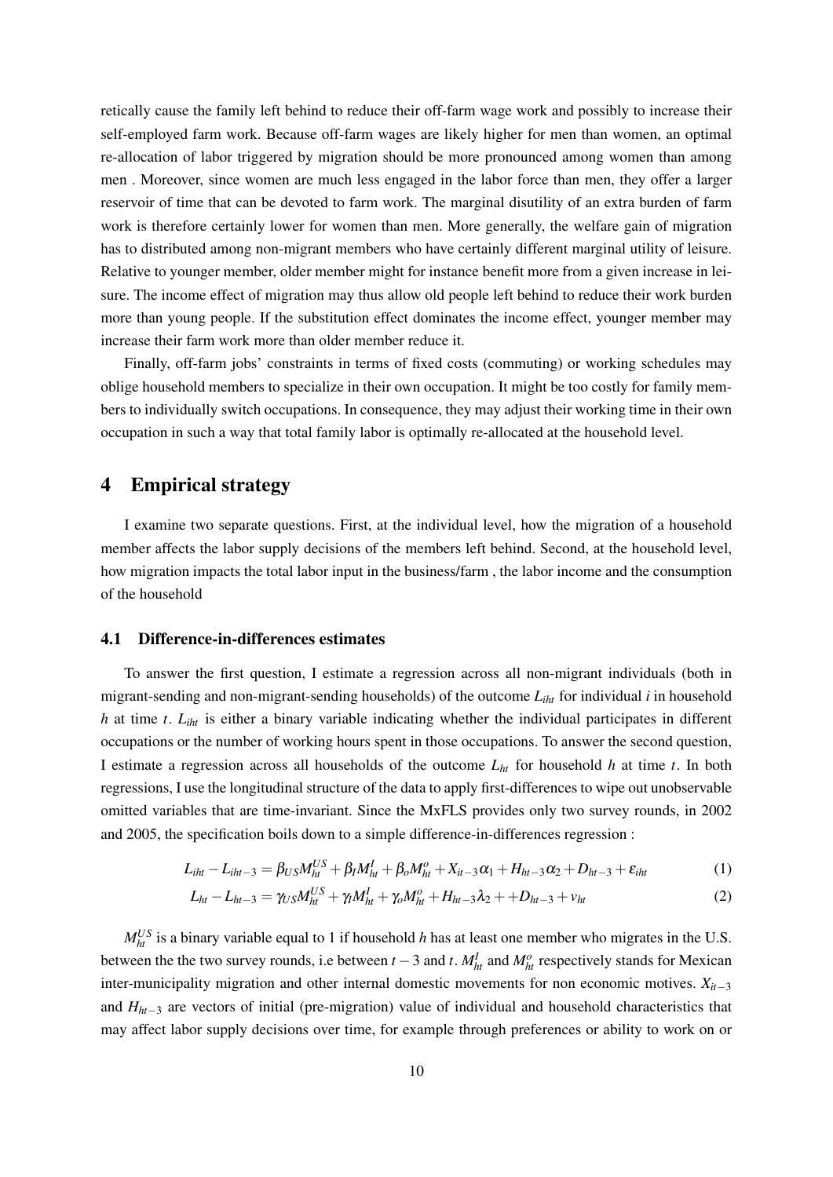retically cause the family left behind to reduce their off-farm wage work and possibly to increase their self-employed farm work. Because off-farm wages are likely higher for men than women, an optimal re-allocation of labor triggered by migration should be more pronounced among women than among men . Moreover, since women are much less engaged in the labor force than men, they offer a larger reservoir of time that can be devoted to farm work. The marginal disutility of an extra burden of farm work is therefore certainly lower for women than men. More generally, the welfare gain of migration has to distributed among non-migrant members who have certainly different marginal utility of leisure. Relative to younger member, older member might for instance benefit more from a given increase in leisure. The income effect of migration may thus allow old people left behind to reduce their work burden more than young people. If the substitution effect dominates the income effect, younger member may increase their farm work more than older member reduce it.

Finally, off-farm jobs' constraints in terms of fixed costs (commuting) or working schedules may oblige household members to specialize in their own occupation. It might be too costly for family members to individually switch occupations. In consequence, they may adjust their working time in their own occupation in such a way that total family labor is optimally re-allocated at the household level.

# 4 Empirical strategy

I examine two separate questions. First, at the individual level, how the migration of a household member affects the labor supply decisions of the members left behind. Second, at the household level, how migration impacts the total labor input in the business/farm , the labor income and the consumption of the household

## 4.1 Difference-in-differences estimates

To answer the first question, I estimate a regression across all non-migrant individuals (both in migrant-sending and non-migrant-sending households) of the outcome $L_{iht}$ for individual $i$ in household $h$ at time $t$. $L_{iht}$ is either a binary variable indicating whether the individual participates in different occupations or the number of working hours spent in those occupations. To answer the second question, I estimate a regression across all households of the outcome $L_{ht}$ for household $h$ at time $t$. In both regressions, I use the longitudinal structure of the data to apply first-differences to wipe out unobservable omitted variables that are time-invariant. Since the MxFLS provides only two survey rounds, in 2002 and 2005, the specification boils down to a simple difference-in-differences regression :

$$L_{iht} - L_{iht-3} = \beta_{US} M_{ht}^{US} + \beta_I M_{ht}^I + \beta_o M_{ht}^o + X_{it-3}\alpha_1 + H_{ht-3}\alpha_2 + D_{ht-3} + \varepsilon_{iht} \tag{1}$$

$$L_{ht} - L_{ht-3} = \gamma_{US} M_{ht}^{US} + \gamma_I M_{ht}^I + \gamma_o M_{ht}^o + H_{ht-3}\lambda_2 + +D_{ht-3} + v_{ht} \tag{2}$$

$M_{ht}^{US}$ is a binary variable equal to 1 if household $h$ has at least one member who migrates in the U.S. between the the two survey rounds, i.e between $t-3$ and $t$. $M_{ht}^I$ and $M_{ht}^o$ respectively stands for Mexican inter-municipality migration and other internal domestic movements for non economic motives. $X_{it-3}$ and $H_{ht-3}$ are vectors of initial (pre-migration) value of individual and household characteristics that may affect labor supply decisions over time, for example through preferences or ability to work on or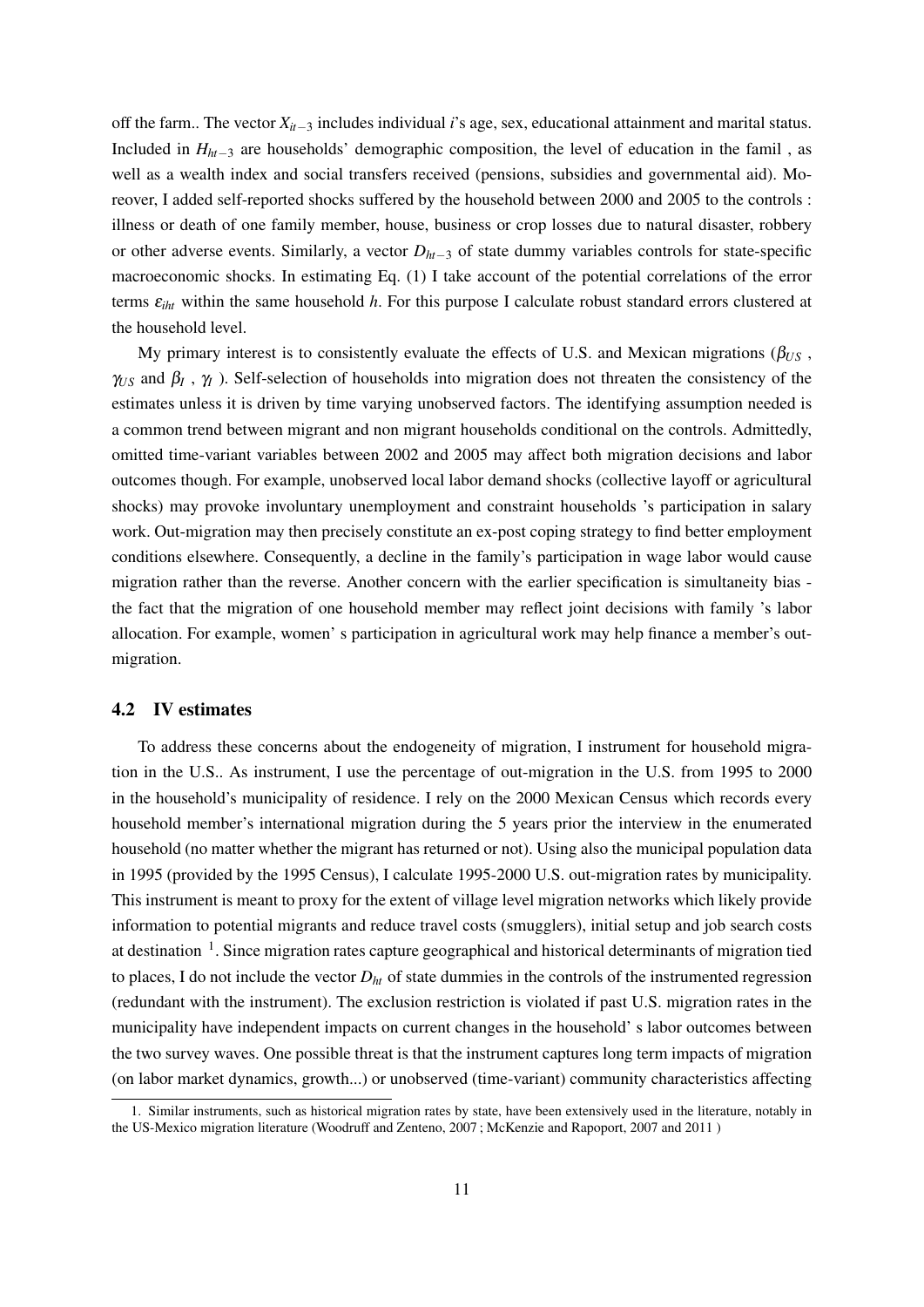off the farm.. The vector $X_{it-3}$ includes individual $i$'s age, sex, educational attainment and marital status. Included in $H_{ht-3}$ are households' demographic composition, the level of education in the famil , as well as a wealth index and social transfers received (pensions, subsidies and governmental aid). Moreover, I added self-reported shocks suffered by the household between 2000 and 2005 to the controls : illness or death of one family member, house, business or crop losses due to natural disaster, robbery or other adverse events. Similarly, a vector $D_{ht-3}$ of state dummy variables controls for state-specific macroeconomic shocks. In estimating Eq. (1) I take account of the potential correlations of the error terms $\varepsilon_{iht}$ within the same household $h$. For this purpose I calculate robust standard errors clustered at the household level.

My primary interest is to consistently evaluate the effects of U.S. and Mexican migrations ($\beta_{US}$ , $\gamma_{US}$ and $\beta_I$ , $\gamma_I$ ). Self-selection of households into migration does not threaten the consistency of the estimates unless it is driven by time varying unobserved factors. The identifying assumption needed is a common trend between migrant and non migrant households conditional on the controls. Admittedly, omitted time-variant variables between 2002 and 2005 may affect both migration decisions and labor outcomes though. For example, unobserved local labor demand shocks (collective layoff or agricultural shocks) may provoke involuntary unemployment and constraint households 's participation in salary work. Out-migration may then precisely constitute an ex-post coping strategy to find better employment conditions elsewhere. Consequently, a decline in the family's participation in wage labor would cause migration rather than the reverse. Another concern with the earlier specification is simultaneity bias - the fact that the migration of one household member may reflect joint decisions with family 's labor allocation. For example, women' s participation in agricultural work may help finance a member's out-migration.

## 4.2 IV estimates

To address these concerns about the endogeneity of migration, I instrument for household migration in the U.S.. As instrument, I use the percentage of out-migration in the U.S. from 1995 to 2000 in the household's municipality of residence. I rely on the 2000 Mexican Census which records every household member's international migration during the 5 years prior the interview in the enumerated household (no matter whether the migrant has returned or not). Using also the municipal population data in 1995 (provided by the 1995 Census), I calculate 1995-2000 U.S. out-migration rates by municipality. This instrument is meant to proxy for the extent of village level migration networks which likely provide information to potential migrants and reduce travel costs (smugglers), initial setup and job search costs at destination [1]. Since migration rates capture geographical and historical determinants of migration tied to places, I do not include the vector $D_{ht}$ of state dummies in the controls of the instrumented regression (redundant with the instrument). The exclusion restriction is violated if past U.S. migration rates in the municipality have independent impacts on current changes in the household' s labor outcomes between the two survey waves. One possible threat is that the instrument captures long term impacts of migration (on labor market dynamics, growth...) or unobserved (time-variant) community characteristics affecting

1. Similar instruments, such as historical migration rates by state, have been extensively used in the literature, notably in the US-Mexico migration literature (Woodruff and Zenteno, 2007 ; McKenzie and Rapoport, 2007 and 2011 )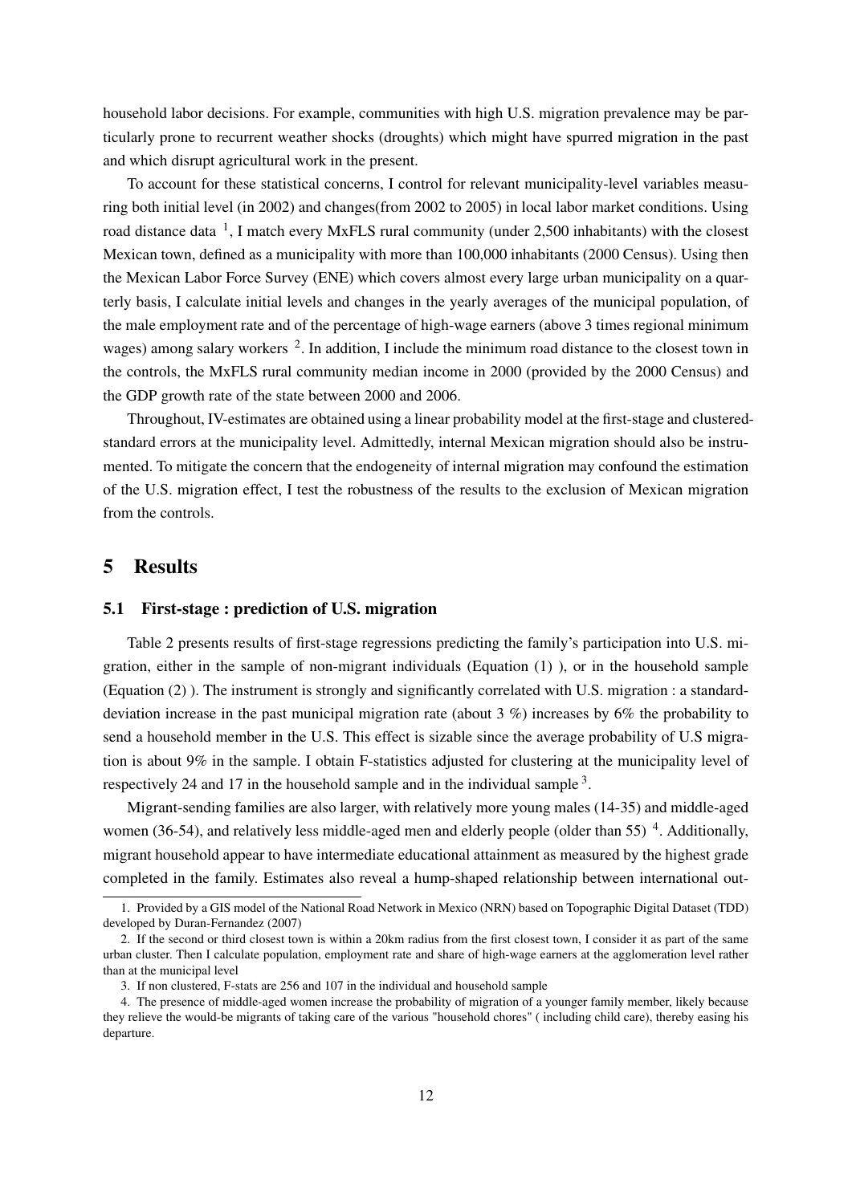household labor decisions. For example, communities with high U.S. migration prevalence may be particularly prone to recurrent weather shocks (droughts) which might have spurred migration in the past and which disrupt agricultural work in the present.

To account for these statistical concerns, I control for relevant municipality-level variables measuring both initial level (in 2002) and changes(from 2002 to 2005) in local labor market conditions. Using road distance data [1], I match every MxFLS rural community (under 2,500 inhabitants) with the closest Mexican town, defined as a municipality with more than 100,000 inhabitants (2000 Census). Using then the Mexican Labor Force Survey (ENE) which covers almost every large urban municipality on a quarterly basis, I calculate initial levels and changes in the yearly averages of the municipal population, of the male employment rate and of the percentage of high-wage earners (above 3 times regional minimum wages) among salary workers [2]. In addition, I include the minimum road distance to the closest town in the controls, the MxFLS rural community median income in 2000 (provided by the 2000 Census) and the GDP growth rate of the state between 2000 and 2006.

Throughout, IV-estimates are obtained using a linear probability model at the first-stage and clustered-standard errors at the municipality level. Admittedly, internal Mexican migration should also be instrumented. To mitigate the concern that the endogeneity of internal migration may confound the estimation of the U.S. migration effect, I test the robustness of the results to the exclusion of Mexican migration from the controls.

# 5 Results

## 5.1 First-stage : prediction of U.S. migration

Table 2 presents results of first-stage regressions predicting the family's participation into U.S. migration, either in the sample of non-migrant individuals (Equation (1) ), or in the household sample (Equation (2) ). The instrument is strongly and significantly correlated with U.S. migration : a standard-deviation increase in the past municipal migration rate (about 3 %) increases by 6% the probability to send a household member in the U.S. This effect is sizable since the average probability of U.S migration is about 9% in the sample. I obtain F-statistics adjusted for clustering at the municipality level of respectively 24 and 17 in the household sample and in the individual sample [3].

Migrant-sending families are also larger, with relatively more young males (14-35) and middle-aged women (36-54), and relatively less middle-aged men and elderly people (older than 55) [4]. Additionally, migrant household appear to have intermediate educational attainment as measured by the highest grade completed in the family. Estimates also reveal a hump-shaped relationship between international out-

---

1. Provided by a GIS model of the National Road Network in Mexico (NRN) based on Topographic Digital Dataset (TDD) developed by Duran-Fernandez (2007)

2. If the second or third closest town is within a 20km radius from the first closest town, I consider it as part of the same urban cluster. Then I calculate population, employment rate and share of high-wage earners at the agglomeration level rather than at the municipal level

3. If non clustered, F-stats are 256 and 107 in the individual and household sample

4. The presence of middle-aged women increase the probability of migration of a younger family member, likely because they relieve the would-be migrants of taking care of the various "household chores" ( including child care), thereby easing his departure.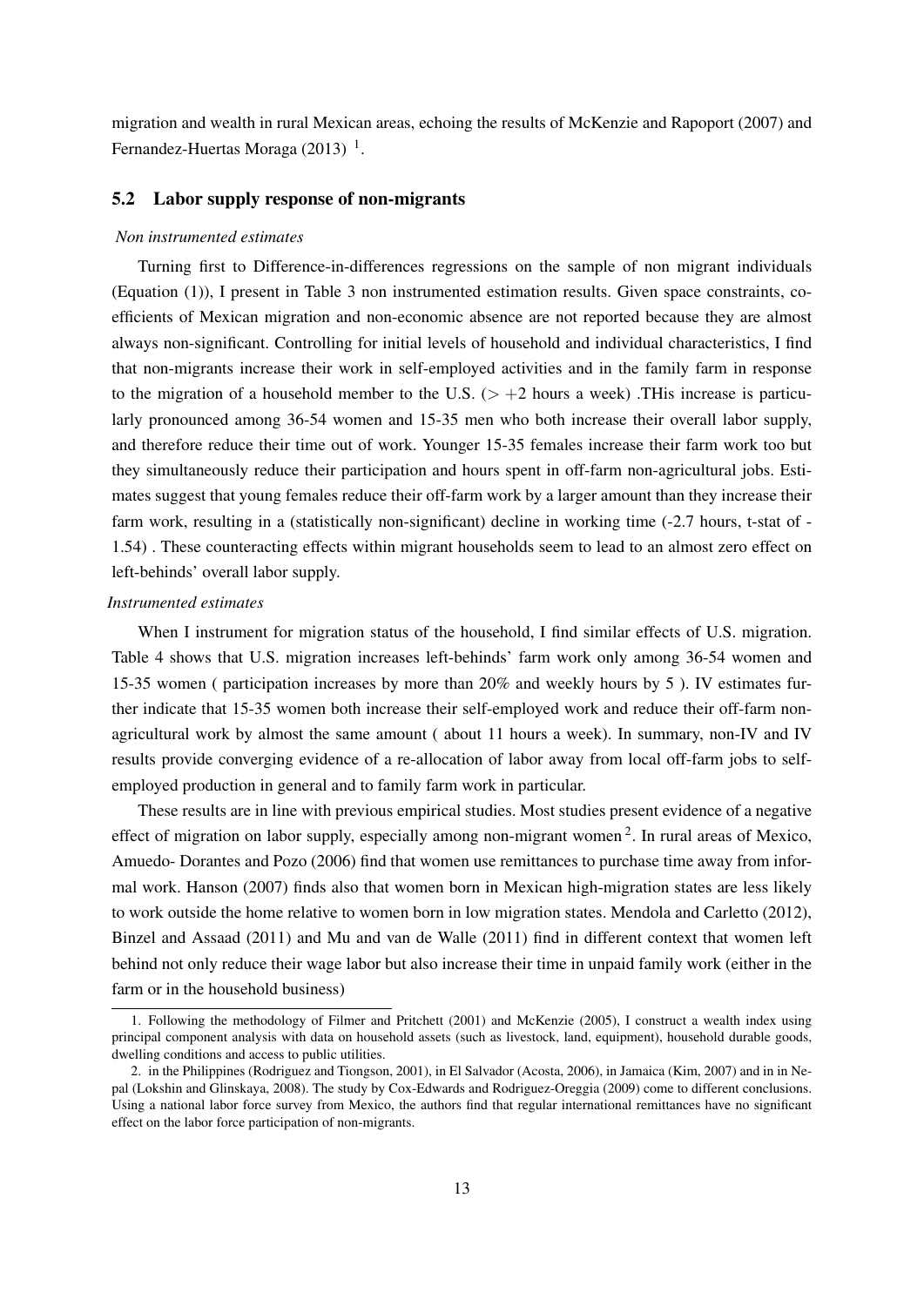migration and wealth in rural Mexican areas, echoing the results of McKenzie and Rapoport (2007) and Fernandez-Huertas Moraga (2013) [1].

### 5.2 Labor supply response of non-migrants

*Non instrumented estimates*

Turning first to Difference-in-differences regressions on the sample of non migrant individuals (Equation (1)), I present in Table 3 non instrumented estimation results. Given space constraints, coefficients of Mexican migration and non-economic absence are not reported because they are almost always non-significant. Controlling for initial levels of household and individual characteristics, I find that non-migrants increase their work in self-employed activities and in the family farm in response to the migration of a household member to the U.S. ($> +2$ hours a week) .THis increase is particularly pronounced among 36-54 women and 15-35 men who both increase their overall labor supply, and therefore reduce their time out of work. Younger 15-35 females increase their farm work too but they simultaneously reduce their participation and hours spent in off-farm non-agricultural jobs. Estimates suggest that young females reduce their off-farm work by a larger amount than they increase their farm work, resulting in a (statistically non-significant) decline in working time (-2.7 hours, t-stat of -1.54) . These counteracting effects within migrant households seem to lead to an almost zero effect on left-behinds' overall labor supply.

*Instrumented estimates*

When I instrument for migration status of the household, I find similar effects of U.S. migration. Table 4 shows that U.S. migration increases left-behinds' farm work only among 36-54 women and 15-35 women ( participation increases by more than 20% and weekly hours by 5 ). IV estimates further indicate that 15-35 women both increase their self-employed work and reduce their off-farm non-agricultural work by almost the same amount ( about 11 hours a week). In summary, non-IV and IV results provide converging evidence of a re-allocation of labor away from local off-farm jobs to self-employed production in general and to family farm work in particular.

These results are in line with previous empirical studies. Most studies present evidence of a negative effect of migration on labor supply, especially among non-migrant women [2]. In rural areas of Mexico, Amuedo- Dorantes and Pozo (2006) find that women use remittances to purchase time away from informal work. Hanson (2007) finds also that women born in Mexican high-migration states are less likely to work outside the home relative to women born in low migration states. Mendola and Carletto (2012), Binzel and Assaad (2011) and Mu and van de Walle (2011) find in different context that women left behind not only reduce their wage labor but also increase their time in unpaid family work (either in the farm or in the household business)

---

1. Following the methodology of Filmer and Pritchett (2001) and McKenzie (2005), I construct a wealth index using principal component analysis with data on household assets (such as livestock, land, equipment), household durable goods, dwelling conditions and access to public utilities.

2. in the Philippines (Rodriguez and Tiongson, 2001), in El Salvador (Acosta, 2006), in Jamaica (Kim, 2007) and in in Nepal (Lokshin and Glinskaya, 2008). The study by Cox-Edwards and Rodriguez-Oreggia (2009) come to different conclusions. Using a national labor force survey from Mexico, the authors find that regular international remittances have no significant effect on the labor force participation of non-migrants.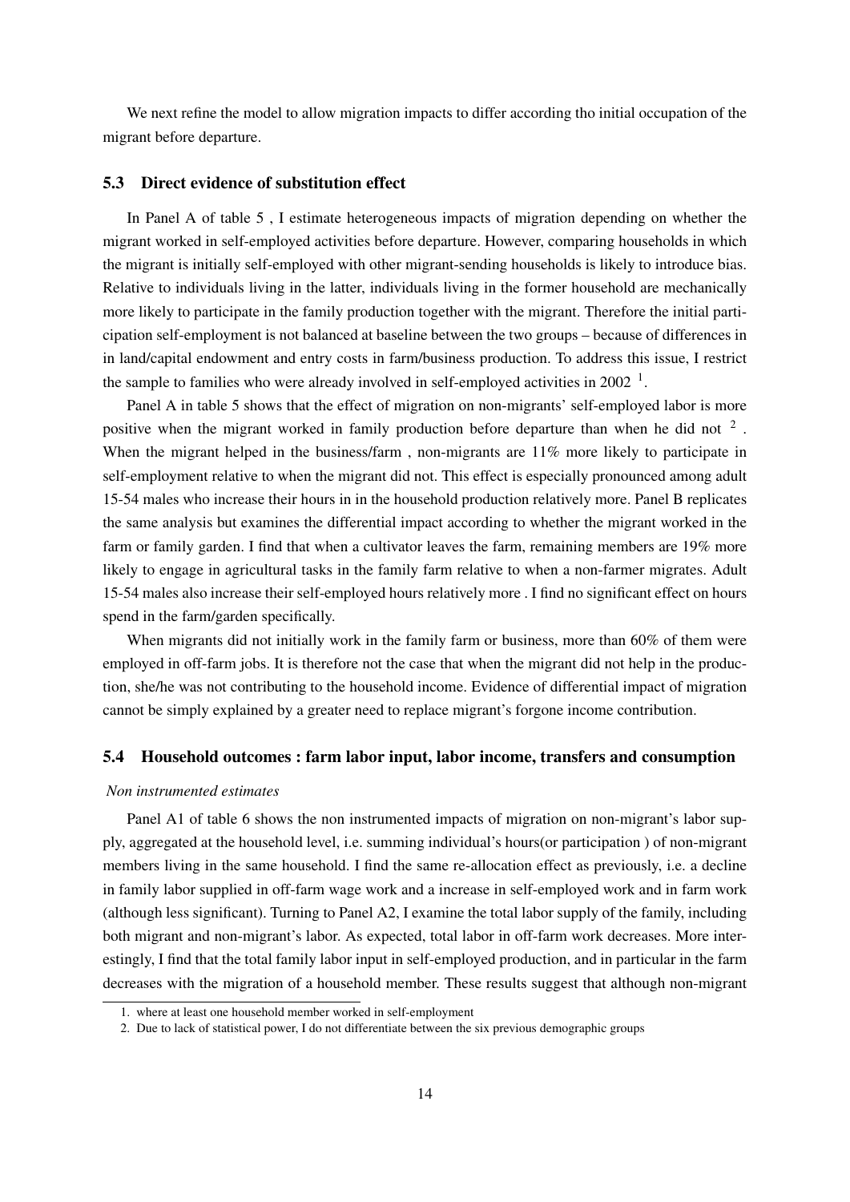We next refine the model to allow migration impacts to differ according tho initial occupation of the migrant before departure.

### 5.3 Direct evidence of substitution effect

In Panel A of table 5 , I estimate heterogeneous impacts of migration depending on whether the migrant worked in self-employed activities before departure. However, comparing households in which the migrant is initially self-employed with other migrant-sending households is likely to introduce bias. Relative to individuals living in the latter, individuals living in the former household are mechanically more likely to participate in the family production together with the migrant. Therefore the initial participation self-employment is not balanced at baseline between the two groups – because of differences in in land/capital endowment and entry costs in farm/business production. To address this issue, I restrict the sample to families who were already involved in self-employed activities in 2002 [1].

Panel A in table 5 shows that the effect of migration on non-migrants' self-employed labor is more positive when the migrant worked in family production before departure than when he did not [2] . When the migrant helped in the business/farm , non-migrants are 11% more likely to participate in self-employment relative to when the migrant did not. This effect is especially pronounced among adult 15-54 males who increase their hours in in the household production relatively more. Panel B replicates the same analysis but examines the differential impact according to whether the migrant worked in the farm or family garden. I find that when a cultivator leaves the farm, remaining members are 19% more likely to engage in agricultural tasks in the family farm relative to when a non-farmer migrates. Adult 15-54 males also increase their self-employed hours relatively more . I find no significant effect on hours spend in the farm/garden specifically.

When migrants did not initially work in the family farm or business, more than 60% of them were employed in off-farm jobs. It is therefore not the case that when the migrant did not help in the production, she/he was not contributing to the household income. Evidence of differential impact of migration cannot be simply explained by a greater need to replace migrant's forgone income contribution.

### 5.4 Household outcomes : farm labor input, labor income, transfers and consumption

*Non instrumented estimates*

Panel A1 of table 6 shows the non instrumented impacts of migration on non-migrant's labor supply, aggregated at the household level, i.e. summing individual's hours(or participation ) of non-migrant members living in the same household. I find the same re-allocation effect as previously, i.e. a decline in family labor supplied in off-farm wage work and a increase in self-employed work and in farm work (although less significant). Turning to Panel A2, I examine the total labor supply of the family, including both migrant and non-migrant's labor. As expected, total labor in off-farm work decreases. More interestingly, I find that the total family labor input in self-employed production, and in particular in the farm decreases with the migration of a household member. These results suggest that although non-migrant

1. where at least one household member worked in self-employment

2. Due to lack of statistical power, I do not differentiate between the six previous demographic groups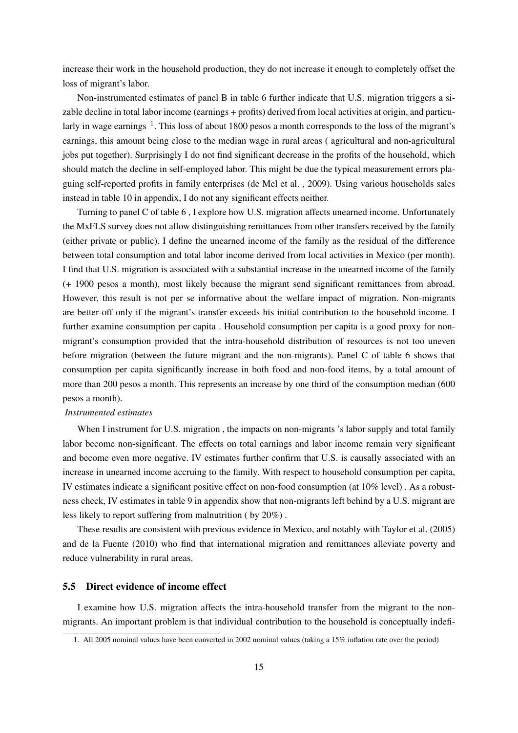increase their work in the household production, they do not increase it enough to completely offset the loss of migrant's labor.

Non-instrumented estimates of panel B in table 6 further indicate that U.S. migration triggers a sizable decline in total labor income (earnings + profits) derived from local activities at origin, and particularly in wage earnings [1]. This loss of about 1800 pesos a month corresponds to the loss of the migrant's earnings, this amount being close to the median wage in rural areas ( agricultural and non-agricultural jobs put together). Surprisingly I do not find significant decrease in the profits of the household, which should match the decline in self-employed labor. This might be due the typical measurement errors plaguing self-reported profits in family enterprises (de Mel et al. , 2009). Using various households sales instead in table 10 in appendix, I do not any significant effects neither.

Turning to panel C of table 6 , I explore how U.S. migration affects unearned income. Unfortunately the MxFLS survey does not allow distinguishing remittances from other transfers received by the family (either private or public). I define the unearned income of the family as the residual of the difference between total consumption and total labor income derived from local activities in Mexico (per month). I find that U.S. migration is associated with a substantial increase in the unearned income of the family (+ 1900 pesos a month), most likely because the migrant send significant remittances from abroad. However, this result is not per se informative about the welfare impact of migration. Non-migrants are better-off only if the migrant's transfer exceeds his initial contribution to the household income. I further examine consumption per capita . Household consumption per capita is a good proxy for non-migrant's consumption provided that the intra-household distribution of resources is not too uneven before migration (between the future migrant and the non-migrants). Panel C of table 6 shows that consumption per capita significantly increase in both food and non-food items, by a total amount of more than 200 pesos a month. This represents an increase by one third of the consumption median (600 pesos a month).

*Instrumented estimates*

When I instrument for U.S. migration , the impacts on non-migrants 's labor supply and total family labor become non-significant. The effects on total earnings and labor income remain very significant and become even more negative. IV estimates further confirm that U.S. is causally associated with an increase in unearned income accruing to the family. With respect to household consumption per capita, IV estimates indicate a significant positive effect on non-food consumption (at 10% level) . As a robustness check, IV estimates in table 9 in appendix show that non-migrants left behind by a U.S. migrant are less likely to report suffering from malnutrition ( by 20%) .

These results are consistent with previous evidence in Mexico, and notably with Taylor et al. (2005) and de la Fuente (2010) who find that international migration and remittances alleviate poverty and reduce vulnerability in rural areas.

## 5.5 Direct evidence of income effect

I examine how U.S. migration affects the intra-household transfer from the migrant to the non-migrants. An important problem is that individual contribution to the household is conceptually indefi-

---

1. All 2005 nominal values have been converted in 2002 nominal values (taking a 15% inflation rate over the period)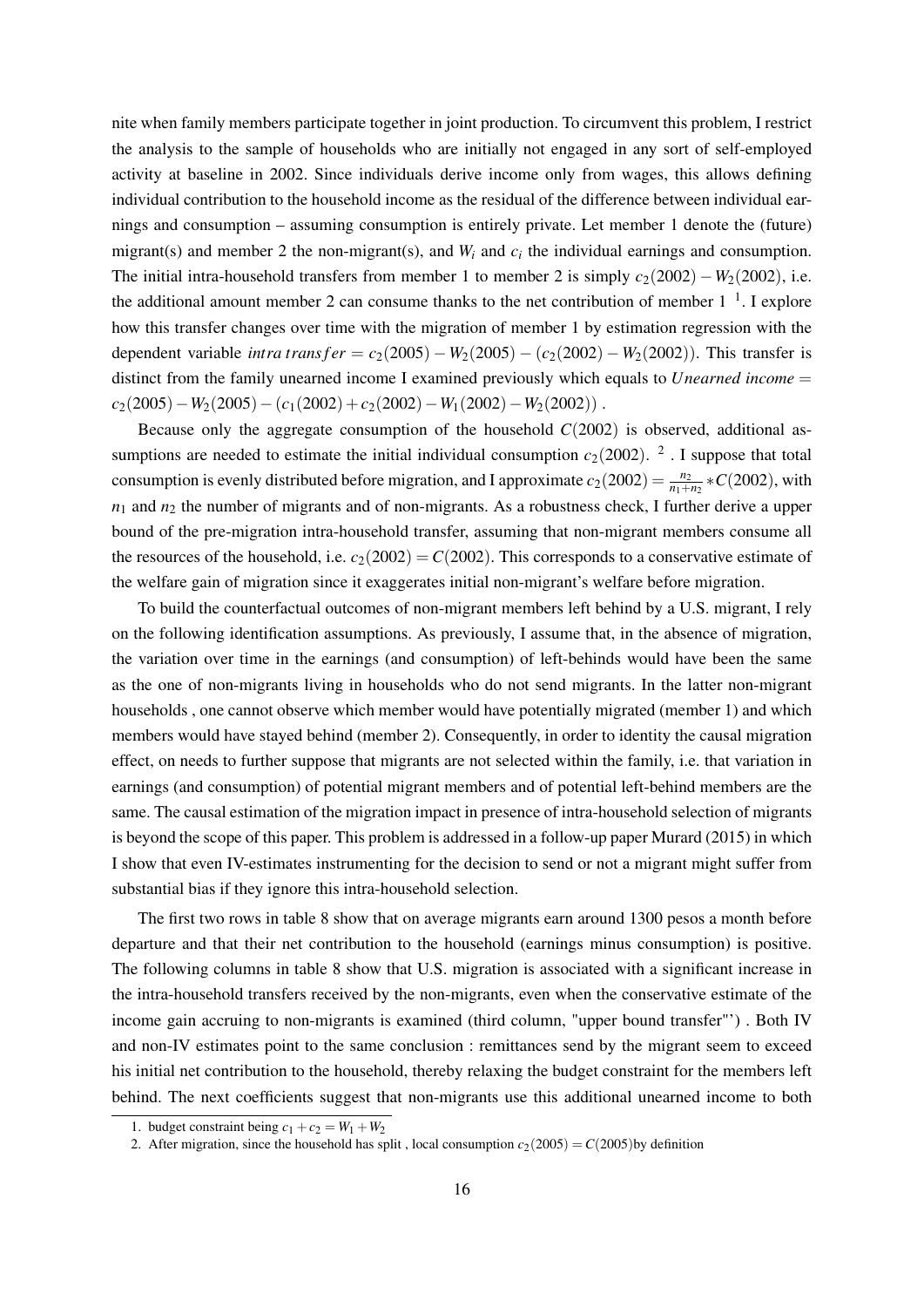nite when family members participate together in joint production. To circumvent this problem, I restrict the analysis to the sample of households who are initially not engaged in any sort of self-employed activity at baseline in 2002. Since individuals derive income only from wages, this allows defining individual contribution to the household income as the residual of the difference between individual earnings and consumption – assuming consumption is entirely private. Let member 1 denote the (future) migrant(s) and member 2 the non-migrant(s), and $W_i$ and $c_i$ the individual earnings and consumption. The initial intra-household transfers from member 1 to member 2 is simply $c_2(2002) - W_2(2002)$, i.e. the additional amount member 2 can consume thanks to the net contribution of member 1 [1]. I explore how this transfer changes over time with the migration of member 1 by estimation regression with the dependent variable $intra\,transfer = c_2(2005) - W_2(2005) - (c_2(2002) - W_2(2002))$. This transfer is distinct from the family unearned income I examined previously which equals to $Unearned\ income = c_2(2005) - W_2(2005) - (c_1(2002) + c_2(2002) - W_1(2002) - W_2(2002))$ .

Because only the aggregate consumption of the household $C(2002)$ is observed, additional assumptions are needed to estimate the initial individual consumption $c_2(2002)$. [2] . I suppose that total consumption is evenly distributed before migration, and I approximate $c_2(2002) = \frac{n_2}{n_1+n_2} * C(2002)$, with $n_1$ and $n_2$ the number of migrants and of non-migrants. As a robustness check, I further derive a upper bound of the pre-migration intra-household transfer, assuming that non-migrant members consume all the resources of the household, i.e. $c_2(2002) = C(2002)$. This corresponds to a conservative estimate of the welfare gain of migration since it exaggerates initial non-migrant's welfare before migration.

To build the counterfactual outcomes of non-migrant members left behind by a U.S. migrant, I rely on the following identification assumptions. As previously, I assume that, in the absence of migration, the variation over time in the earnings (and consumption) of left-behinds would have been the same as the one of non-migrants living in households who do not send migrants. In the latter non-migrant households , one cannot observe which member would have potentially migrated (member 1) and which members would have stayed behind (member 2). Consequently, in order to identity the causal migration effect, on needs to further suppose that migrants are not selected within the family, i.e. that variation in earnings (and consumption) of potential migrant members and of potential left-behind members are the same. The causal estimation of the migration impact in presence of intra-household selection of migrants is beyond the scope of this paper. This problem is addressed in a follow-up paper Murard (2015) in which I show that even IV-estimates instrumenting for the decision to send or not a migrant might suffer from substantial bias if they ignore this intra-household selection.

The first two rows in table 8 show that on average migrants earn around 1300 pesos a month before departure and that their net contribution to the household (earnings minus consumption) is positive. The following columns in table 8 show that U.S. migration is associated with a significant increase in the intra-household transfers received by the non-migrants, even when the conservative estimate of the income gain accruing to non-migrants is examined (third column, "upper bound transfer"') . Both IV and non-IV estimates point to the same conclusion : remittances send by the migrant seem to exceed his initial net contribution to the household, thereby relaxing the budget constraint for the members left behind. The next coefficients suggest that non-migrants use this additional unearned income to both

1. budget constraint being $c_1 + c_2 = W_1 + W_2$

2. After migration, since the household has split , local consumption $c_2(2005) = C(2005)$by definition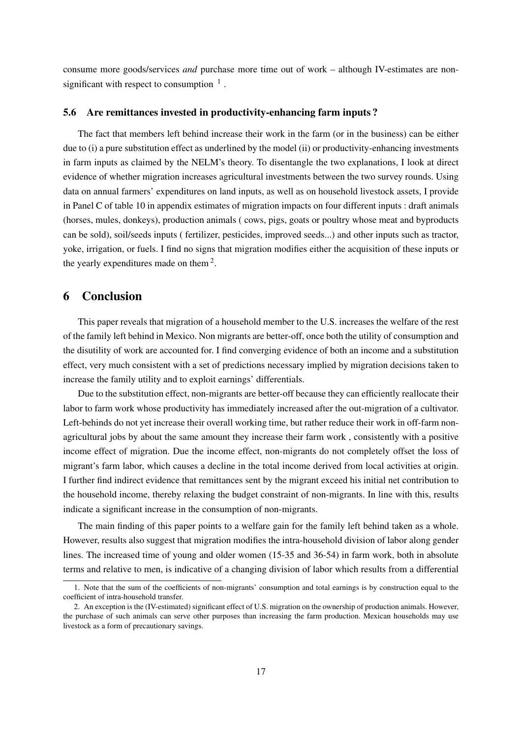consume more goods/services *and* purchase more time out of work – although IV-estimates are non-significant with respect to consumption [1].

### 5.6 Are remittances invested in productivity-enhancing farm inputs ?

The fact that members left behind increase their work in the farm (or in the business) can be either due to (i) a pure substitution effect as underlined by the model (ii) or productivity-enhancing investments in farm inputs as claimed by the NELM's theory. To disentangle the two explanations, I look at direct evidence of whether migration increases agricultural investments between the two survey rounds. Using data on annual farmers' expenditures on land inputs, as well as on household livestock assets, I provide in Panel C of table 10 in appendix estimates of migration impacts on four different inputs : draft animals (horses, mules, donkeys), production animals ( cows, pigs, goats or poultry whose meat and byproducts can be sold), soil/seeds inputs ( fertilizer, pesticides, improved seeds...) and other inputs such as tractor, yoke, irrigation, or fuels. I find no signs that migration modifies either the acquisition of these inputs or the yearly expenditures made on them [2].

## 6 Conclusion

This paper reveals that migration of a household member to the U.S. increases the welfare of the rest of the family left behind in Mexico. Non migrants are better-off, once both the utility of consumption and the disutility of work are accounted for. I find converging evidence of both an income and a substitution effect, very much consistent with a set of predictions necessary implied by migration decisions taken to increase the family utility and to exploit earnings' differentials.

Due to the substitution effect, non-migrants are better-off because they can efficiently reallocate their labor to farm work whose productivity has immediately increased after the out-migration of a cultivator. Left-behinds do not yet increase their overall working time, but rather reduce their work in off-farm non-agricultural jobs by about the same amount they increase their farm work , consistently with a positive income effect of migration. Due the income effect, non-migrants do not completely offset the loss of migrant's farm labor, which causes a decline in the total income derived from local activities at origin. I further find indirect evidence that remittances sent by the migrant exceed his initial net contribution to the household income, thereby relaxing the budget constraint of non-migrants. In line with this, results indicate a significant increase in the consumption of non-migrants.

The main finding of this paper points to a welfare gain for the family left behind taken as a whole. However, results also suggest that migration modifies the intra-household division of labor along gender lines. The increased time of young and older women (15-35 and 36-54) in farm work, both in absolute terms and relative to men, is indicative of a changing division of labor which results from a differential

---

1. Note that the sum of the coefficients of non-migrants' consumption and total earnings is by construction equal to the coefficient of intra-household transfer.

2. An exception is the (IV-estimated) significant effect of U.S. migration on the ownership of production animals. However, the purchase of such animals can serve other purposes than increasing the farm production. Mexican households may use livestock as a form of precautionary savings.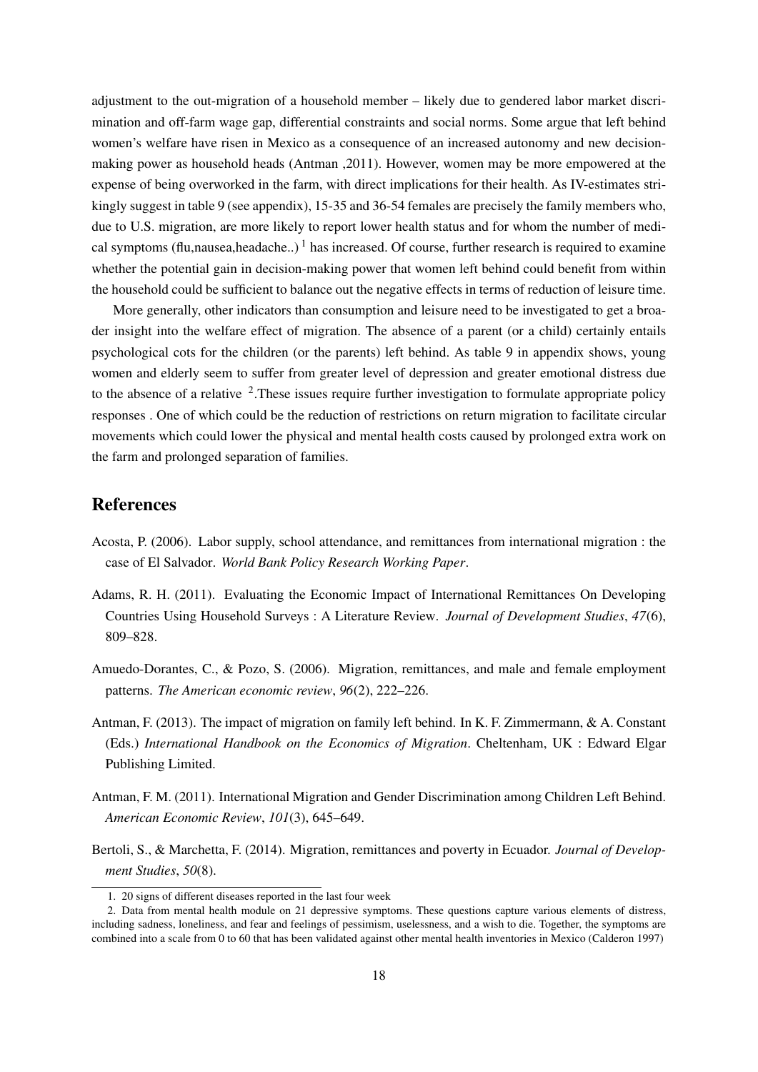adjustment to the out-migration of a household member – likely due to gendered labor market discrimination and off-farm wage gap, differential constraints and social norms. Some argue that left behind women's welfare have risen in Mexico as a consequence of an increased autonomy and new decision-making power as household heads (Antman ,2011). However, women may be more empowered at the expense of being overworked in the farm, with direct implications for their health. As IV-estimates strikingly suggest in table 9 (see appendix), 15-35 and 36-54 females are precisely the family members who, due to U.S. migration, are more likely to report lower health status and for whom the number of medical symptoms (flu,nausea,headache..) [1] has increased. Of course, further research is required to examine whether the potential gain in decision-making power that women left behind could benefit from within the household could be sufficient to balance out the negative effects in terms of reduction of leisure time.

More generally, other indicators than consumption and leisure need to be investigated to get a broader insight into the welfare effect of migration. The absence of a parent (or a child) certainly entails psychological cots for the children (or the parents) left behind. As table 9 in appendix shows, young women and elderly seem to suffer from greater level of depression and greater emotional distress due to the absence of a relative [2].These issues require further investigation to formulate appropriate policy responses . One of which could be the reduction of restrictions on return migration to facilitate circular movements which could lower the physical and mental health costs caused by prolonged extra work on the farm and prolonged separation of families.

## References

Acosta, P. (2006). Labor supply, school attendance, and remittances from international migration : the case of El Salvador. *World Bank Policy Research Working Paper*.

Adams, R. H. (2011). Evaluating the Economic Impact of International Remittances On Developing Countries Using Household Surveys : A Literature Review. *Journal of Development Studies*, *47*(6), 809–828.

Amuedo-Dorantes, C., & Pozo, S. (2006). Migration, remittances, and male and female employment patterns. *The American economic review*, *96*(2), 222–226.

Antman, F. (2013). The impact of migration on family left behind. In K. F. Zimmermann, & A. Constant (Eds.) *International Handbook on the Economics of Migration*. Cheltenham, UK : Edward Elgar Publishing Limited.

Antman, F. M. (2011). International Migration and Gender Discrimination among Children Left Behind. *American Economic Review*, *101*(3), 645–649.

Bertoli, S., & Marchetta, F. (2014). Migration, remittances and poverty in Ecuador. *Journal of Development Studies*, *50*(8).

---

1. 20 signs of different diseases reported in the last four week

2. Data from mental health module on 21 depressive symptoms. These questions capture various elements of distress, including sadness, loneliness, and fear and feelings of pessimism, uselessness, and a wish to die. Together, the symptoms are combined into a scale from 0 to 60 that has been validated against other mental health inventories in Mexico (Calderon 1997)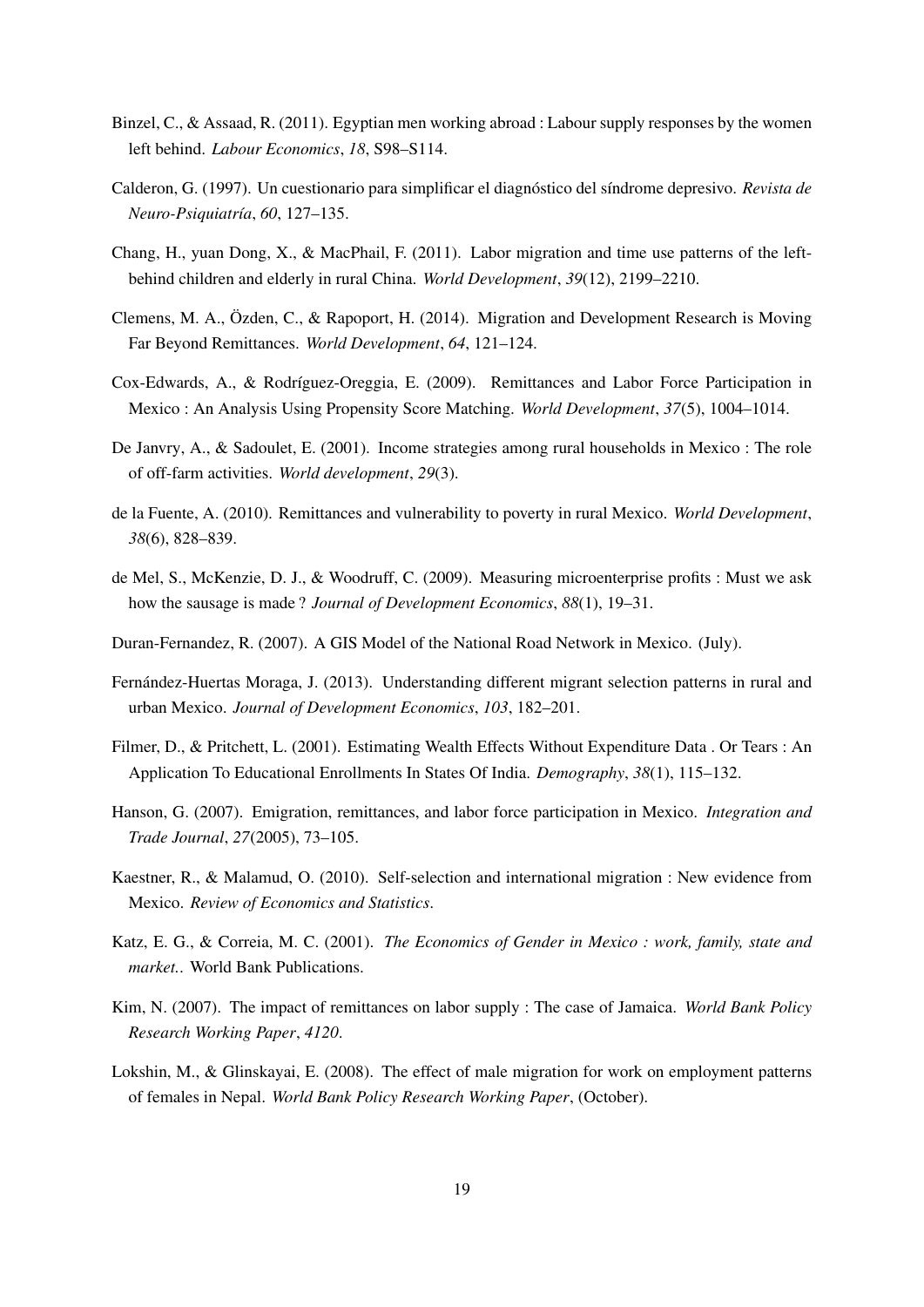Binzel, C., & Assaad, R. (2011). Egyptian men working abroad : Labour supply responses by the women left behind. *Labour Economics*, *18*, S98–S114.

Calderon, G. (1997). Un cuestionario para simplificar el diagnóstico del síndrome depresivo. *Revista de Neuro-Psiquiatría*, *60*, 127–135.

Chang, H., yuan Dong, X., & MacPhail, F. (2011). Labor migration and time use patterns of the left-behind children and elderly in rural China. *World Development*, *39*(12), 2199–2210.

Clemens, M. A., Özden, C., & Rapoport, H. (2014). Migration and Development Research is Moving Far Beyond Remittances. *World Development*, *64*, 121–124.

Cox-Edwards, A., & Rodríguez-Oreggia, E. (2009). Remittances and Labor Force Participation in Mexico : An Analysis Using Propensity Score Matching. *World Development*, *37*(5), 1004–1014.

De Janvry, A., & Sadoulet, E. (2001). Income strategies among rural households in Mexico : The role of off-farm activities. *World development*, *29*(3).

de la Fuente, A. (2010). Remittances and vulnerability to poverty in rural Mexico. *World Development*, *38*(6), 828–839.

de Mel, S., McKenzie, D. J., & Woodruff, C. (2009). Measuring microenterprise profits : Must we ask how the sausage is made ? *Journal of Development Economics*, *88*(1), 19–31.

Duran-Fernandez, R. (2007). A GIS Model of the National Road Network in Mexico. (July).

Fernández-Huertas Moraga, J. (2013). Understanding different migrant selection patterns in rural and urban Mexico. *Journal of Development Economics*, *103*, 182–201.

Filmer, D., & Pritchett, L. (2001). Estimating Wealth Effects Without Expenditure Data . Or Tears : An Application To Educational Enrollments In States Of India. *Demography*, *38*(1), 115–132.

Hanson, G. (2007). Emigration, remittances, and labor force participation in Mexico. *Integration and Trade Journal*, *27*(2005), 73–105.

Kaestner, R., & Malamud, O. (2010). Self-selection and international migration : New evidence from Mexico. *Review of Economics and Statistics*.

Katz, E. G., & Correia, M. C. (2001). *The Economics of Gender in Mexico : work, family, state and market.*. World Bank Publications.

Kim, N. (2007). The impact of remittances on labor supply : The case of Jamaica. *World Bank Policy Research Working Paper*, *4120*.

Lokshin, M., & Glinskayai, E. (2008). The effect of male migration for work on employment patterns of females in Nepal. *World Bank Policy Research Working Paper*, (October).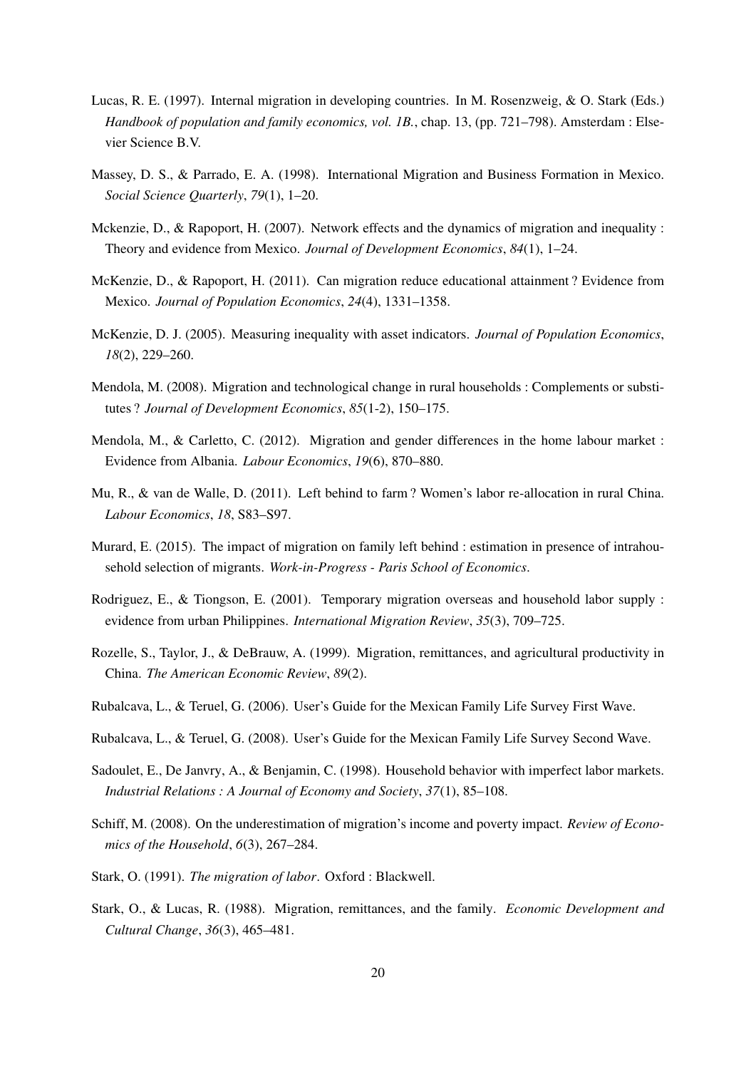Lucas, R. E. (1997). Internal migration in developing countries. In M. Rosenzweig, & O. Stark (Eds.) *Handbook of population and family economics, vol. 1B.*, chap. 13, (pp. 721–798). Amsterdam : Elsevier Science B.V.

Massey, D. S., & Parrado, E. A. (1998). International Migration and Business Formation in Mexico. *Social Science Quarterly*, *79*(1), 1–20.

Mckenzie, D., & Rapoport, H. (2007). Network effects and the dynamics of migration and inequality : Theory and evidence from Mexico. *Journal of Development Economics*, *84*(1), 1–24.

McKenzie, D., & Rapoport, H. (2011). Can migration reduce educational attainment ? Evidence from Mexico. *Journal of Population Economics*, *24*(4), 1331–1358.

McKenzie, D. J. (2005). Measuring inequality with asset indicators. *Journal of Population Economics*, *18*(2), 229–260.

Mendola, M. (2008). Migration and technological change in rural households : Complements or substitutes ? *Journal of Development Economics*, *85*(1-2), 150–175.

Mendola, M., & Carletto, C. (2012). Migration and gender differences in the home labour market : Evidence from Albania. *Labour Economics*, *19*(6), 870–880.

Mu, R., & van de Walle, D. (2011). Left behind to farm ? Women's labor re-allocation in rural China. *Labour Economics*, *18*, S83–S97.

Murard, E. (2015). The impact of migration on family left behind : estimation in presence of intrahousehold selection of migrants. *Work-in-Progress - Paris School of Economics*.

Rodriguez, E., & Tiongson, E. (2001). Temporary migration overseas and household labor supply : evidence from urban Philippines. *International Migration Review*, *35*(3), 709–725.

Rozelle, S., Taylor, J., & DeBrauw, A. (1999). Migration, remittances, and agricultural productivity in China. *The American Economic Review*, *89*(2).

Rubalcava, L., & Teruel, G. (2006). User's Guide for the Mexican Family Life Survey First Wave.

Rubalcava, L., & Teruel, G. (2008). User's Guide for the Mexican Family Life Survey Second Wave.

Sadoulet, E., De Janvry, A., & Benjamin, C. (1998). Household behavior with imperfect labor markets. *Industrial Relations : A Journal of Economy and Society*, *37*(1), 85–108.

Schiff, M. (2008). On the underestimation of migration's income and poverty impact. *Review of Economics of the Household*, *6*(3), 267–284.

Stark, O. (1991). *The migration of labor*. Oxford : Blackwell.

Stark, O., & Lucas, R. (1988). Migration, remittances, and the family. *Economic Development and Cultural Change*, *36*(3), 465–481.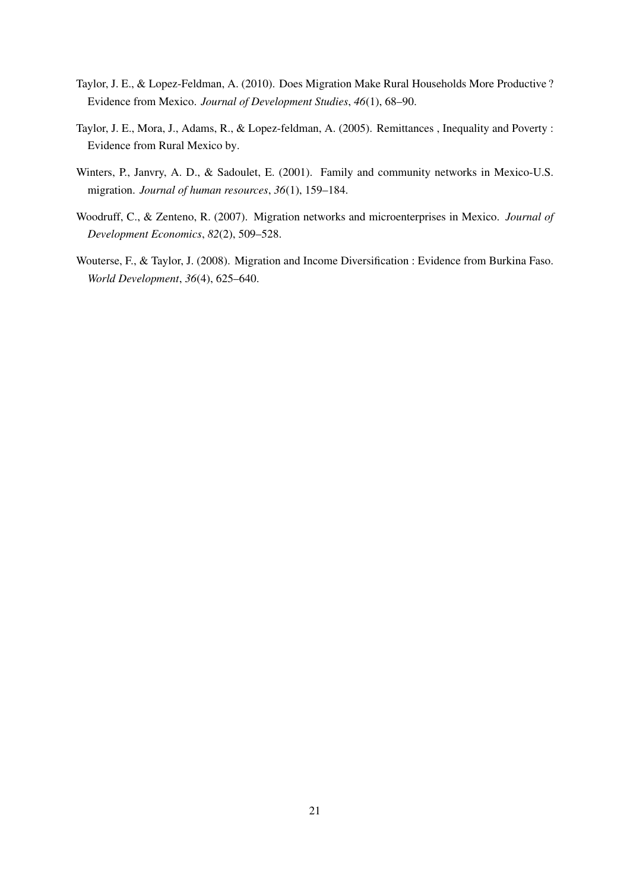Taylor, J. E., & Lopez-Feldman, A. (2010). Does Migration Make Rural Households More Productive ? Evidence from Mexico. *Journal of Development Studies*, *46*(1), 68–90.

Taylor, J. E., Mora, J., Adams, R., & Lopez-feldman, A. (2005). Remittances , Inequality and Poverty : Evidence from Rural Mexico by.

Winters, P., Janvry, A. D., & Sadoulet, E. (2001). Family and community networks in Mexico-U.S. migration. *Journal of human resources*, *36*(1), 159–184.

Woodruff, C., & Zenteno, R. (2007). Migration networks and microenterprises in Mexico. *Journal of Development Economics*, *82*(2), 509–528.

Wouterse, F., & Taylor, J. (2008). Migration and Income Diversification : Evidence from Burkina Faso. *World Development*, *36*(4), 625–640.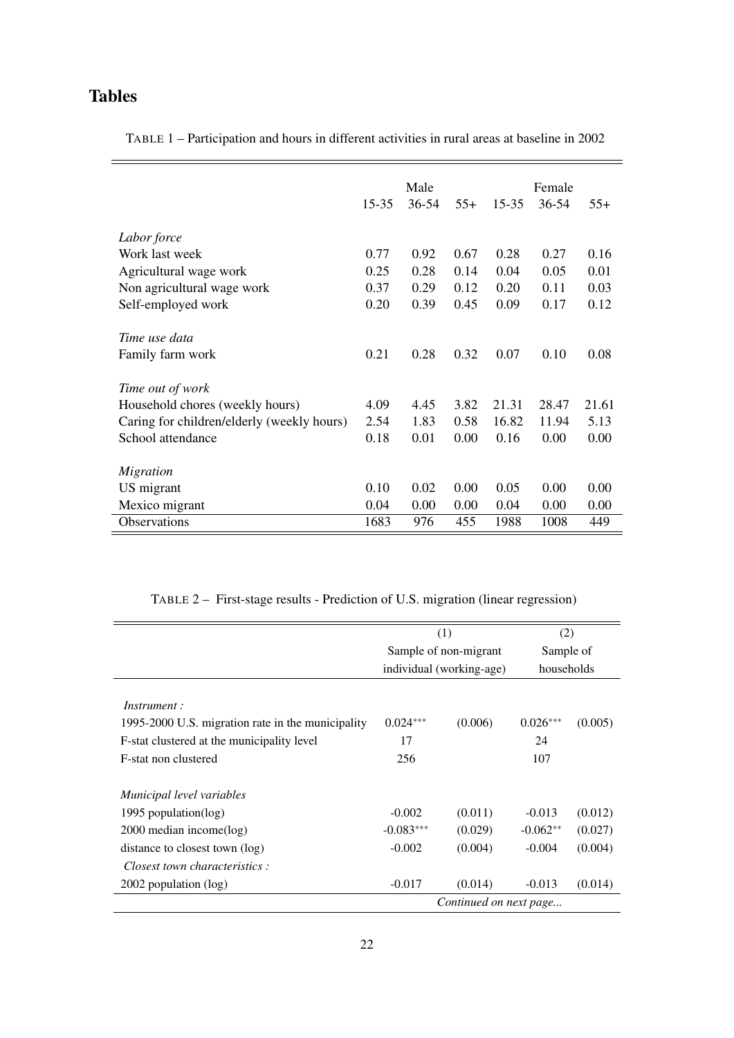## Tables

TABLE 1 – Participation and hours in different activities in rural areas at baseline in 2002

| | Male | | | Female | | |
|---|---|---|---|---|---|---|
| | 15-35 | 36-54 | 55+ | 15-35 | 36-54 | 55+ |
| *Labor force* | | | | | | |
| Work last week | 0.77 | 0.92 | 0.67 | 0.28 | 0.27 | 0.16 |
| Agricultural wage work | 0.25 | 0.28 | 0.14 | 0.04 | 0.05 | 0.01 |
| Non agricultural wage work | 0.37 | 0.29 | 0.12 | 0.20 | 0.11 | 0.03 |
| Self-employed work | 0.20 | 0.39 | 0.45 | 0.09 | 0.17 | 0.12 |
| *Time use data* | | | | | | |
| Family farm work | 0.21 | 0.28 | 0.32 | 0.07 | 0.10 | 0.08 |
| *Time out of work* | | | | | | |
| Household chores (weekly hours) | 4.09 | 4.45 | 3.82 | 21.31 | 28.47 | 21.61 |
| Caring for children/elderly (weekly hours) | 2.54 | 1.83 | 0.58 | 16.82 | 11.94 | 5.13 |
| School attendance | 0.18 | 0.01 | 0.00 | 0.16 | 0.00 | 0.00 |
| *Migration* | | | | | | |
| US migrant | 0.10 | 0.02 | 0.00 | 0.05 | 0.00 | 0.00 |
| Mexico migrant | 0.04 | 0.00 | 0.00 | 0.04 | 0.00 | 0.00 |
| Observations | 1683 | 976 | 455 | 1988 | 1008 | 449 |

TABLE 2 – First-stage results - Prediction of U.S. migration (linear regression)

| | (1) Sample of non-migrant individual (working-age) | | (2) Sample of households | |
|---|---|---|---|---|
| *Instrument :* | | | | |
| 1995-2000 U.S. migration rate in the municipality | 0.024*** | (0.006) | 0.026*** | (0.005) |
| F-stat clustered at the municipality level | 17 | | 24 | |
| F-stat non clustered | 256 | | 107 | |
| *Municipal level variables* | | | | |
| 1995 population(log) | -0.002 | (0.011) | -0.013 | (0.012) |
| 2000 median income(log) | -0.083*** | (0.029) | -0.062** | (0.027) |
| distance to closest town (log) | -0.002 | (0.004) | -0.004 | (0.004) |
| *Closest town characteristics :* | | | | |
| 2002 population (log) | -0.017 | (0.014) | -0.013 | (0.014) |

*Continued on next page...*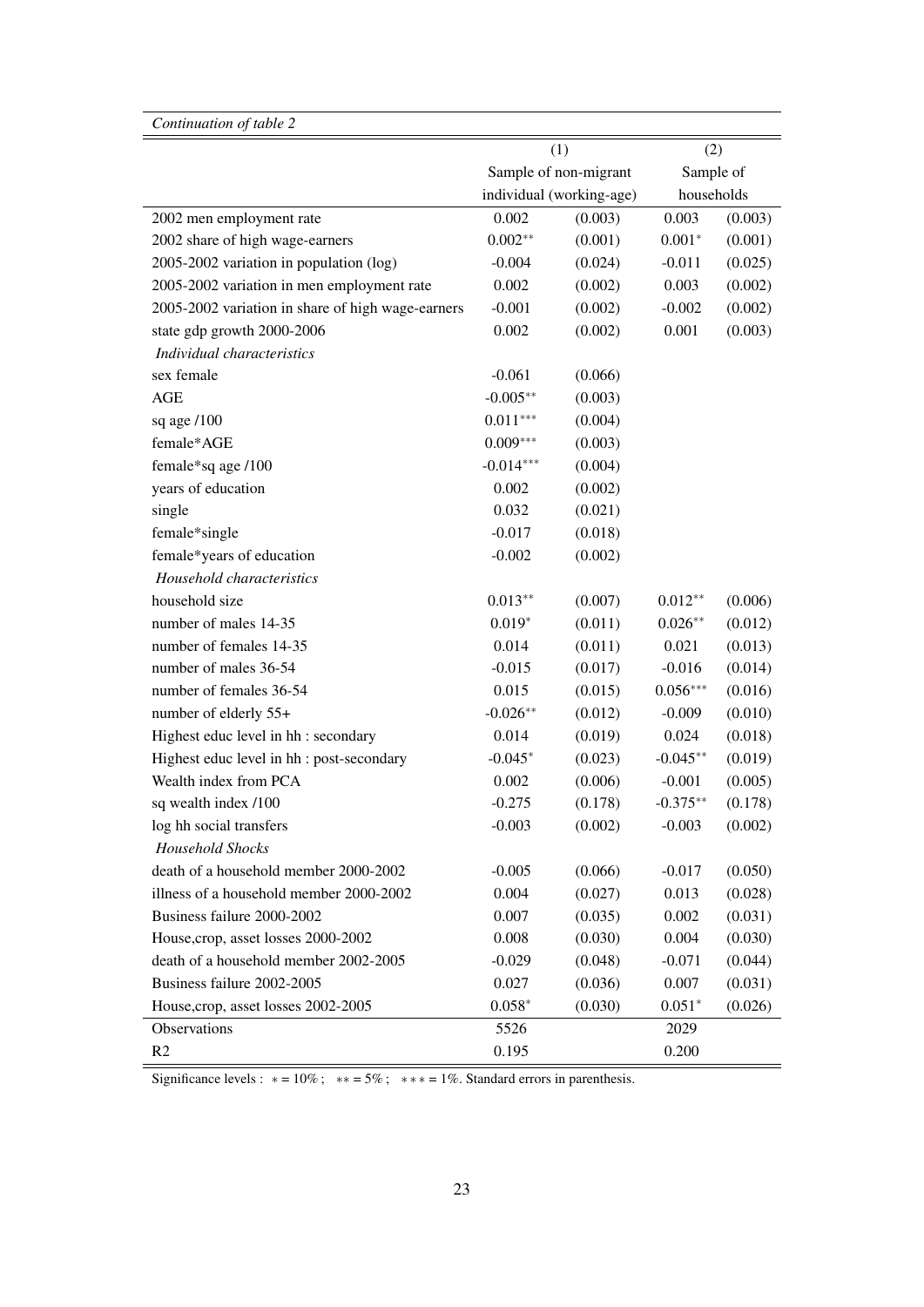*Continuation of table 2*

| | (1) | | (2) | |
|---|---|---|---|---|
| | Sample of non-migrant individual (working-age) | | Sample of households | |
| 2002 men employment rate | 0.002 | (0.003) | 0.003 | (0.003) |
| 2002 share of high wage-earners | 0.002** | (0.001) | 0.001* | (0.001) |
| 2005-2002 variation in population (log) | -0.004 | (0.024) | -0.011 | (0.025) |
| 2005-2002 variation in men employment rate | 0.002 | (0.002) | 0.003 | (0.002) |
| 2005-2002 variation in share of high wage-earners | -0.001 | (0.002) | -0.002 | (0.002) |
| state gdp growth 2000-2006 | 0.002 | (0.002) | 0.001 | (0.003) |
| *Individual characteristics* | | | | |
| sex female | -0.061 | (0.066) | | |
| AGE | -0.005** | (0.003) | | |
| sq age /100 | 0.011*** | (0.004) | | |
| female*AGE | 0.009*** | (0.003) | | |
| female*sq age /100 | -0.014*** | (0.004) | | |
| years of education | 0.002 | (0.002) | | |
| single | 0.032 | (0.021) | | |
| female*single | -0.017 | (0.018) | | |
| female*years of education | -0.002 | (0.002) | | |
| *Household characteristics* | | | | |
| household size | 0.013** | (0.007) | 0.012** | (0.006) |
| number of males 14-35 | 0.019* | (0.011) | 0.026** | (0.012) |
| number of females 14-35 | 0.014 | (0.011) | 0.021 | (0.013) |
| number of males 36-54 | -0.015 | (0.017) | -0.016 | (0.014) |
| number of females 36-54 | 0.015 | (0.015) | 0.056*** | (0.016) |
| number of elderly 55+ | -0.026** | (0.012) | -0.009 | (0.010) |
| Highest educ level in hh : secondary | 0.014 | (0.019) | 0.024 | (0.018) |
| Highest educ level in hh : post-secondary | -0.045* | (0.023) | -0.045** | (0.019) |
| Wealth index from PCA | 0.002 | (0.006) | -0.001 | (0.005) |
| sq wealth index /100 | -0.275 | (0.178) | -0.375** | (0.178) |
| log hh social transfers | -0.003 | (0.002) | -0.003 | (0.002) |
| *Household Shocks* | | | | |
| death of a household member 2000-2002 | -0.005 | (0.066) | -0.017 | (0.050) |
| illness of a household member 2000-2002 | 0.004 | (0.027) | 0.013 | (0.028) |
| Business failure 2000-2002 | 0.007 | (0.035) | 0.002 | (0.031) |
| House,crop, asset losses 2000-2002 | 0.008 | (0.030) | 0.004 | (0.030) |
| death of a household member 2002-2005 | -0.029 | (0.048) | -0.071 | (0.044) |
| Business failure 2002-2005 | 0.027 | (0.036) | 0.007 | (0.031) |
| House,crop, asset losses 2002-2005 | 0.058* | (0.030) | 0.051* | (0.026) |
| Observations | 5526 | | 2029 | |
| R2 | 0.195 | | 0.200 | |

Significance levels : * = 10% ; ** = 5% ; *** = 1%. Standard errors in parenthesis.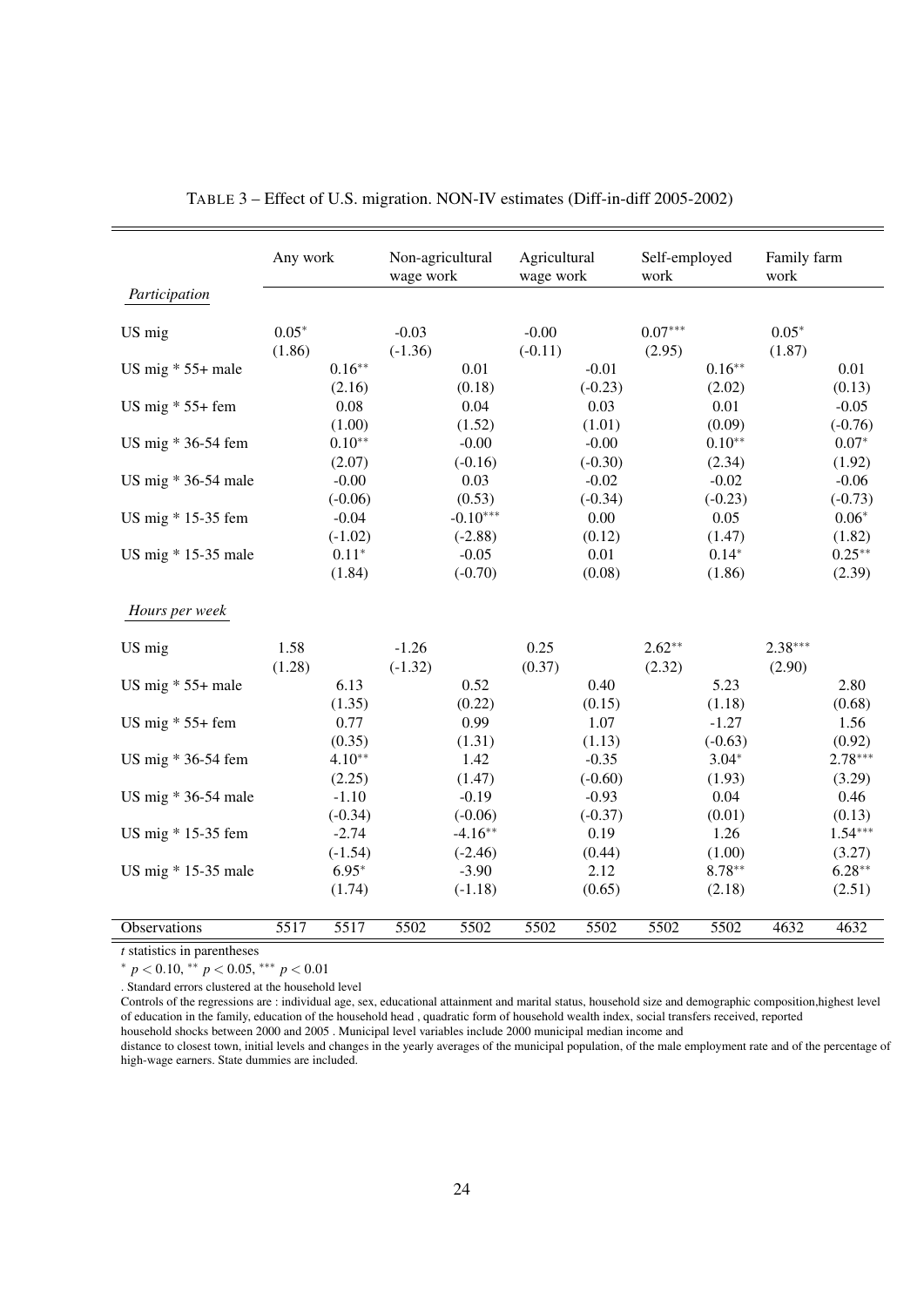TABLE 3 – Effect of U.S. migration. NON-IV estimates (Diff-in-diff 2005-2002)

| | Any work | | Non-agricultural wage work | | Agricultural wage work | | Self-employed work | | Family farm work | |
|---|---|---|---|---|---|---|---|---|---|---|
| *Participation* | | | | | | | | | | |
| US mig | $0.05^{*}$ | | -0.03 | | -0.00 | | $0.07^{***}$ | | $0.05^{*}$ | |
| | (1.86) | | (-1.36) | | (-0.11) | | (2.95) | | (1.87) | |
| US mig * 55+ male | | $0.16^{**}$ | | 0.01 | | -0.01 | | $0.16^{**}$ | | 0.01 |
| | | (2.16) | | (0.18) | | (-0.23) | | (2.02) | | (0.13) |
| US mig * 55+ fem | | 0.08 | | 0.04 | | 0.03 | | 0.01 | | -0.05 |
| | | (1.00) | | (1.52) | | (1.01) | | (0.09) | | (-0.76) |
| US mig * 36-54 fem | | $0.10^{**}$ | | -0.00 | | -0.00 | | $0.10^{**}$ | | $0.07^{*}$ |
| | | (2.07) | | (-0.16) | | (-0.30) | | (2.34) | | (1.92) |
| US mig * 36-54 male | | -0.00 | | 0.03 | | -0.02 | | -0.02 | | -0.06 |
| | | (-0.06) | | (0.53) | | (-0.34) | | (-0.23) | | (-0.73) |
| US mig * 15-35 fem | | -0.04 | | $-0.10^{***}$ | | 0.00 | | 0.05 | | $0.06^{*}$ |
| | | (-1.02) | | (-2.88) | | (0.12) | | (1.47) | | (1.82) |
| US mig * 15-35 male | | $0.11^{*}$ | | -0.05 | | 0.01 | | $0.14^{*}$ | | $0.25^{**}$ |
| | | (1.84) | | (-0.70) | | (0.08) | | (1.86) | | (2.39) |
| *Hours per week* | | | | | | | | | | |
| US mig | 1.58 | | -1.26 | | 0.25 | | $2.62^{**}$ | | $2.38^{***}$ | |
| | (1.28) | | (-1.32) | | (0.37) | | (2.32) | | (2.90) | |
| US mig * 55+ male | | 6.13 | | 0.52 | | 0.40 | | 5.23 | | 2.80 |
| | | (1.35) | | (0.22) | | (0.15) | | (1.18) | | (0.68) |
| US mig * 55+ fem | | 0.77 | | 0.99 | | 1.07 | | -1.27 | | 1.56 |
| | | (0.35) | | (1.31) | | (1.13) | | (-0.63) | | (0.92) |
| US mig * 36-54 fem | | $4.10^{**}$ | | 1.42 | | -0.35 | | $3.04^{*}$ | | $2.78^{***}$ |
| | | (2.25) | | (1.47) | | (-0.60) | | (1.93) | | (3.29) |
| US mig * 36-54 male | | -1.10 | | -0.19 | | -0.93 | | 0.04 | | 0.46 |
| | | (-0.34) | | (-0.06) | | (-0.37) | | (0.01) | | (0.13) |
| US mig * 15-35 fem | | -2.74 | | $-4.16^{**}$ | | 0.19 | | 1.26 | | $1.54^{***}$ |
| | | (-1.54) | | (-2.46) | | (0.44) | | (1.00) | | (3.27) |
| US mig * 15-35 male | | $6.95^{*}$ | | -3.90 | | 2.12 | | $8.78^{**}$ | | $6.28^{**}$ |
| | | (1.74) | | (-1.18) | | (0.65) | | (2.18) | | (2.51) |
| Observations | 5517 | 5517 | 5502 | 5502 | 5502 | 5502 | 5502 | 5502 | 4632 | 4632 |

*t* statistics in parentheses

$^{*}$ $p < 0.10$, $^{**}$ $p < 0.05$, $^{***}$ $p < 0.01$

. Standard errors clustered at the household level

Controls of the regressions are : individual age, sex, educational attainment and marital status, household size and demographic composition,highest level of education in the family, education of the household head , quadratic form of household wealth index, social transfers received, reported household shocks between 2000 and 2005 . Municipal level variables include 2000 municipal median income and distance to closest town, initial levels and changes in the yearly averages of the municipal population, of the male employment rate and of the percentage of high-wage earners. State dummies are included.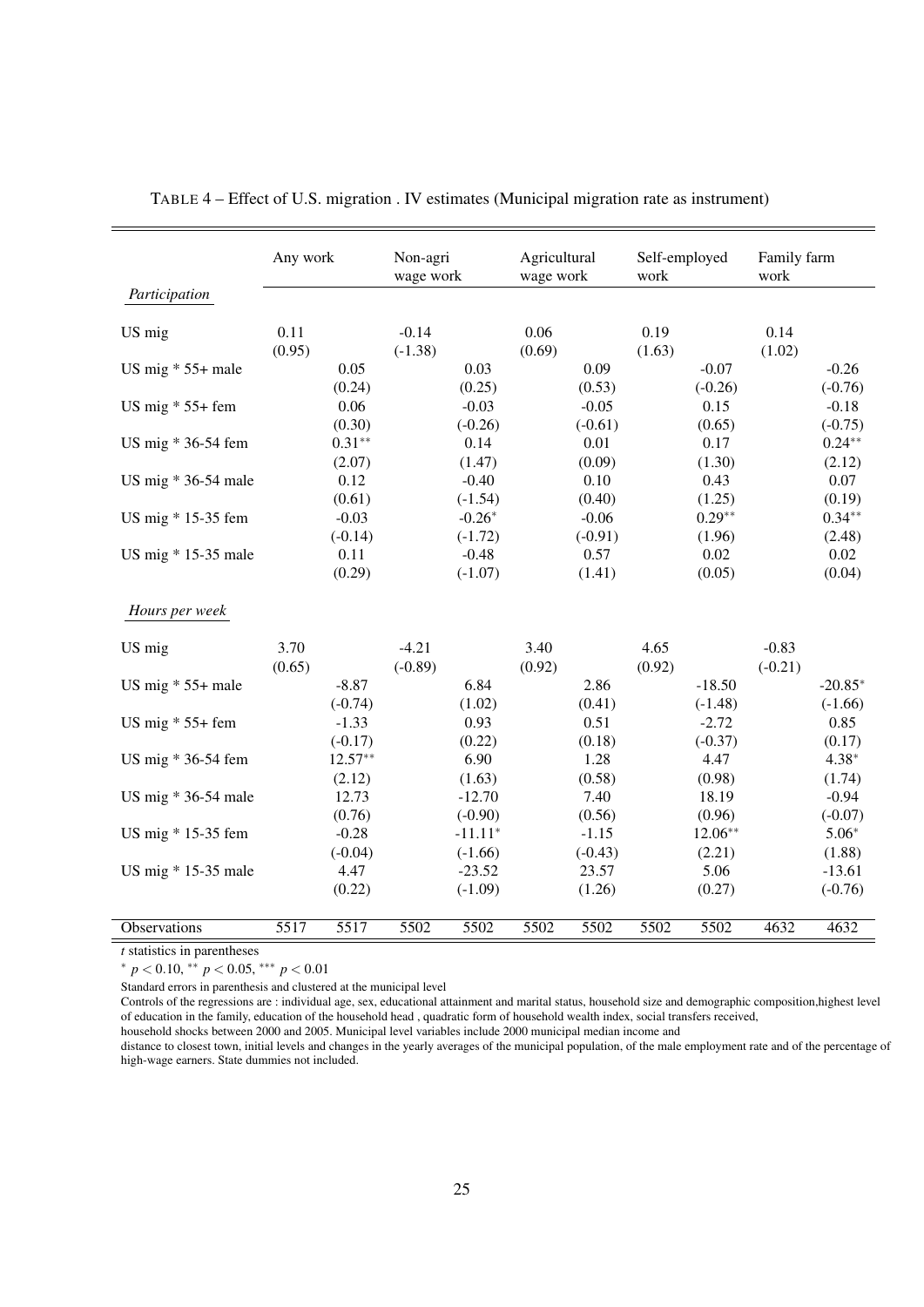TABLE 4 – Effect of U.S. migration . IV estimates (Municipal migration rate as instrument)

| | Any work | | Non-agri wage work | | Agricultural wage work | | Self-employed work | | Family farm work | |
|---|---|---|---|---|---|---|---|---|---|---|
| *Participation* | | | | | | | | | | |
| US mig | 0.11 | | -0.14 | | 0.06 | | 0.19 | | 0.14 | |
| | (0.95) | | (-1.38) | | (0.69) | | (1.63) | | (1.02) | |
| US mig * 55+ male | | 0.05 | | 0.03 | | 0.09 | | -0.07 | | -0.26 |
| | | (0.24) | | (0.25) | | (0.53) | | (-0.26) | | (-0.76) |
| US mig * 55+ fem | | 0.06 | | -0.03 | | -0.05 | | 0.15 | | -0.18 |
| | | (0.30) | | (-0.26) | | (-0.61) | | (0.65) | | (-0.75) |
| US mig * 36-54 fem | | 0.31** | | 0.14 | | 0.01 | | 0.17 | | 0.24** |
| | | (2.07) | | (1.47) | | (0.09) | | (1.30) | | (2.12) |
| US mig * 36-54 male | | 0.12 | | -0.40 | | 0.10 | | 0.43 | | 0.07 |
| | | (0.61) | | (-1.54) | | (0.40) | | (1.25) | | (0.19) |
| US mig * 15-35 fem | | -0.03 | | -0.26* | | -0.06 | | 0.29** | | 0.34** |
| | | (-0.14) | | (-1.72) | | (-0.91) | | (1.96) | | (2.48) |
| US mig * 15-35 male | | 0.11 | | -0.48 | | 0.57 | | 0.02 | | 0.02 |
| | | (0.29) | | (-1.07) | | (1.41) | | (0.05) | | (0.04) |
| *Hours per week* | | | | | | | | | | |
| US mig | 3.70 | | -4.21 | | 3.40 | | 4.65 | | -0.83 | |
| | (0.65) | | (-0.89) | | (0.92) | | (0.92) | | (-0.21) | |
| US mig * 55+ male | | -8.87 | | 6.84 | | 2.86 | | -18.50 | | -20.85* |
| | | (-0.74) | | (1.02) | | (0.41) | | (-1.48) | | (-1.66) |
| US mig * 55+ fem | | -1.33 | | 0.93 | | 0.51 | | -2.72 | | 0.85 |
| | | (-0.17) | | (0.22) | | (0.18) | | (-0.37) | | (0.17) |
| US mig * 36-54 fem | | 12.57** | | 6.90 | | 1.28 | | 4.47 | | 4.38* |
| | | (2.12) | | (1.63) | | (0.58) | | (0.98) | | (1.74) |
| US mig * 36-54 male | | 12.73 | | -12.70 | | 7.40 | | 18.19 | | -0.94 |
| | | (0.76) | | (-0.90) | | (0.56) | | (0.96) | | (-0.07) |
| US mig * 15-35 fem | | -0.28 | | -11.11* | | -1.15 | | 12.06** | | 5.06* |
| | | (-0.04) | | (-1.66) | | (-0.43) | | (2.21) | | (1.88) |
| US mig * 15-35 male | | 4.47 | | -23.52 | | 23.57 | | 5.06 | | -13.61 |
| | | (0.22) | | (-1.09) | | (1.26) | | (0.27) | | (-0.76) |
| Observations | 5517 | 5517 | 5502 | 5502 | 5502 | 5502 | 5502 | 5502 | 4632 | 4632 |

*t* statistics in parentheses

* $p < 0.10$, ** $p < 0.05$, *** $p < 0.01$

Standard errors in parenthesis and clustered at the municipal level

Controls of the regressions are : individual age, sex, educational attainment and marital status, household size and demographic composition,highest level of education in the family, education of the household head , quadratic form of household wealth index, social transfers received, household shocks between 2000 and 2005. Municipal level variables include 2000 municipal median income and distance to closest town, initial levels and changes in the yearly averages of the municipal population, of the male employment rate and of the percentage of high-wage earners. State dummies not included.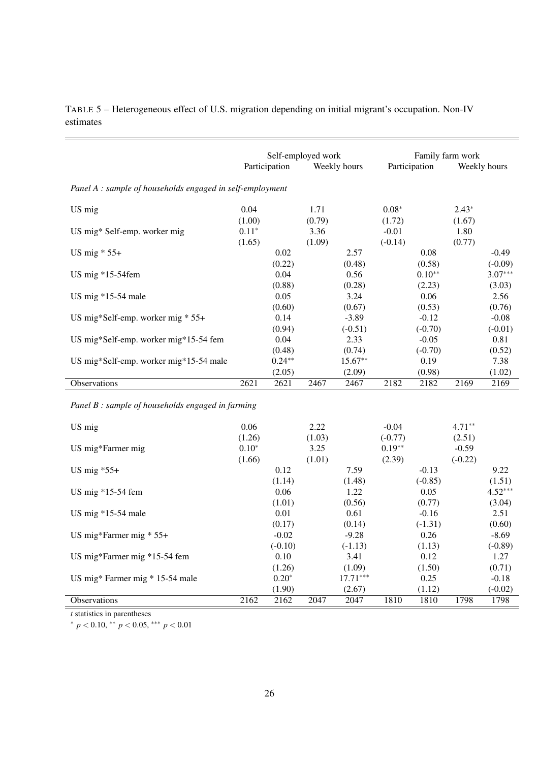TABLE 5 – Heterogeneous effect of U.S. migration depending on initial migrant's occupation. Non-IV estimates

| | Self-employed work | | | | Family farm work | | | |
|---|---|---|---|---|---|---|---|---|
| | Participation | | Weekly hours | | Participation | | Weekly hours | |
| *Panel A : sample of households engaged in self-employment* | | | | | | | | |
| US mig | 0.04 | | 1.71 | | $0.08^{*}$ | | $2.43^{*}$ | |
| | (1.00) | | (0.79) | | (1.72) | | (1.67) | |
| US mig* Self-emp. worker mig | $0.11^{*}$ | | 3.36 | | -0.01 | | 1.80 | |
| | (1.65) | | (1.09) | | (-0.14) | | (0.77) | |
| US mig * 55+ | | 0.02 | | 2.57 | | 0.08 | | -0.49 |
| | | (0.22) | | (0.48) | | (0.58) | | (-0.09) |
| US mig *15-54fem | | 0.04 | | 0.56 | | $0.10^{**}$ | | $3.07^{***}$ |
| | | (0.88) | | (0.28) | | (2.23) | | (3.03) |
| US mig *15-54 male | | 0.05 | | 3.24 | | 0.06 | | 2.56 |
| | | (0.60) | | (0.67) | | (0.53) | | (0.76) |
| US mig*Self-emp. worker mig * 55+ | | 0.14 | | -3.89 | | -0.12 | | -0.08 |
| | | (0.94) | | (-0.51) | | (-0.70) | | (-0.01) |
| US mig*Self-emp. worker mig*15-54 fem | | 0.04 | | 2.33 | | -0.05 | | 0.81 |
| | | (0.48) | | (0.74) | | (-0.70) | | (0.52) |
| US mig*Self-emp. worker mig*15-54 male | | $0.24^{**}$ | | $15.67^{**}$ | | 0.19 | | 7.38 |
| | | (2.05) | | (2.09) | | (0.98) | | (1.02) |
| Observations | 2621 | 2621 | 2467 | 2467 | 2182 | 2182 | 2169 | 2169 |
| *Panel B : sample of households engaged in farming* | | | | | | | | |
| US mig | 0.06 | | 2.22 | | -0.04 | | $4.71^{**}$ | |
| | (1.26) | | (1.03) | | (-0.77) | | (2.51) | |
| US mig*Farmer mig | $0.10^{*}$ | | 3.25 | | $0.19^{**}$ | | -0.59 | |
| | (1.66) | | (1.01) | | (2.39) | | (-0.22) | |
| US mig *55+ | | 0.12 | | 7.59 | | -0.13 | | 9.22 |
| | | (1.14) | | (1.48) | | (-0.85) | | (1.51) |
| US mig *15-54 fem | | 0.06 | | 1.22 | | 0.05 | | $4.52^{***}$ |
| | | (1.01) | | (0.56) | | (0.77) | | (3.04) |
| US mig *15-54 male | | 0.01 | | 0.61 | | -0.16 | | 2.51 |
| | | (0.17) | | (0.14) | | (-1.31) | | (0.60) |
| US mig*Farmer mig * 55+ | | -0.02 | | -9.28 | | 0.26 | | -8.69 |
| | | (-0.10) | | (-1.13) | | (1.13) | | (-0.89) |
| US mig*Farmer mig *15-54 fem | | 0.10 | | 3.41 | | 0.12 | | 1.27 |
| | | (1.26) | | (1.09) | | (1.50) | | (0.71) |
| US mig* Farmer mig * 15-54 male | | $0.20^{*}$ | | $17.71^{***}$ | | 0.25 | | -0.18 |
| | | (1.90) | | (2.67) | | (1.12) | | (-0.02) |
| Observations | 2162 | 2162 | 2047 | 2047 | 1810 | 1810 | 1798 | 1798 |

*t* statistics in parentheses

$^{*}$ $p < 0.10$, $^{**}$ $p < 0.05$, $^{***}$ $p < 0.01$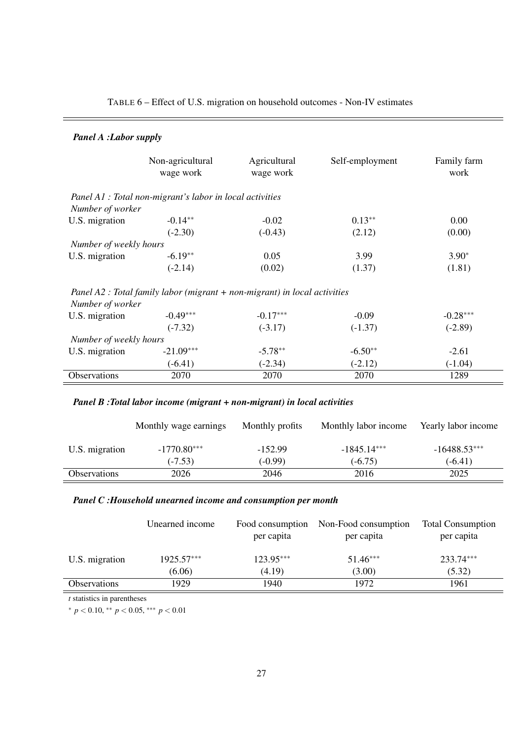TABLE 6 – Effect of U.S. migration on household outcomes - Non-IV estimates

***Panel A :Labor supply***

| | Non-agricultural wage work | Agricultural wage work | Self-employment | Family farm work |
|---|---|---|---|---|
| *Panel A1 : Total non-migrant's labor in local activities* | | | | |
| *Number of worker* | | | | |
| U.S. migration | $-0.14^{**}$ | $-0.02$ | $0.13^{**}$ | $0.00$ |
| | $(-2.30)$ | $(-0.43)$ | $(2.12)$ | $(0.00)$ |
| *Number of weekly hours* | | | | |
| U.S. migration | $-6.19^{**}$ | $0.05$ | $3.99$ | $3.90^{*}$ |
| | $(-2.14)$ | $(0.02)$ | $(1.37)$ | $(1.81)$ |
| *Panel A2 : Total family labor (migrant + non-migrant) in local activities* | | | | |
| *Number of worker* | | | | |
| U.S. migration | $-0.49^{***}$ | $-0.17^{***}$ | $-0.09$ | $-0.28^{***}$ |
| | $(-7.32)$ | $(-3.17)$ | $(-1.37)$ | $(-2.89)$ |
| *Number of weekly hours* | | | | |
| U.S. migration | $-21.09^{***}$ | $-5.78^{**}$ | $-6.50^{**}$ | $-2.61$ |
| | $(-6.41)$ | $(-2.34)$ | $(-2.12)$ | $(-1.04)$ |
| Observations | 2070 | 2070 | 2070 | 1289 |

***Panel B :Total labor income (migrant + non-migrant) in local activities***

| | Monthly wage earnings | Monthly profits | Monthly labor income | Yearly labor income |
|---|---|---|---|---|
| U.S. migration | $-1770.80^{***}$ | $-152.99$ | $-1845.14^{***}$ | $-16488.53^{***}$ |
| | $(-7.53)$ | $(-0.99)$ | $(-6.75)$ | $(-6.41)$ |
| Observations | 2026 | 2046 | 2016 | 2025 |

***Panel C :Household unearned income and consumption per month***

| | Unearned income | Food consumption per capita | Non-Food consumption per capita | Total Consumption per capita |
|---|---|---|---|---|
| U.S. migration | $1925.57^{***}$ | $123.95^{***}$ | $51.46^{***}$ | $233.74^{***}$ |
| | $(6.06)$ | $(4.19)$ | $(3.00)$ | $(5.32)$ |
| Observations | 1929 | 1940 | 1972 | 1961 |

*t* statistics in parentheses

$^{*}$ $p < 0.10$, $^{**}$ $p < 0.05$, $^{***}$ $p < 0.01$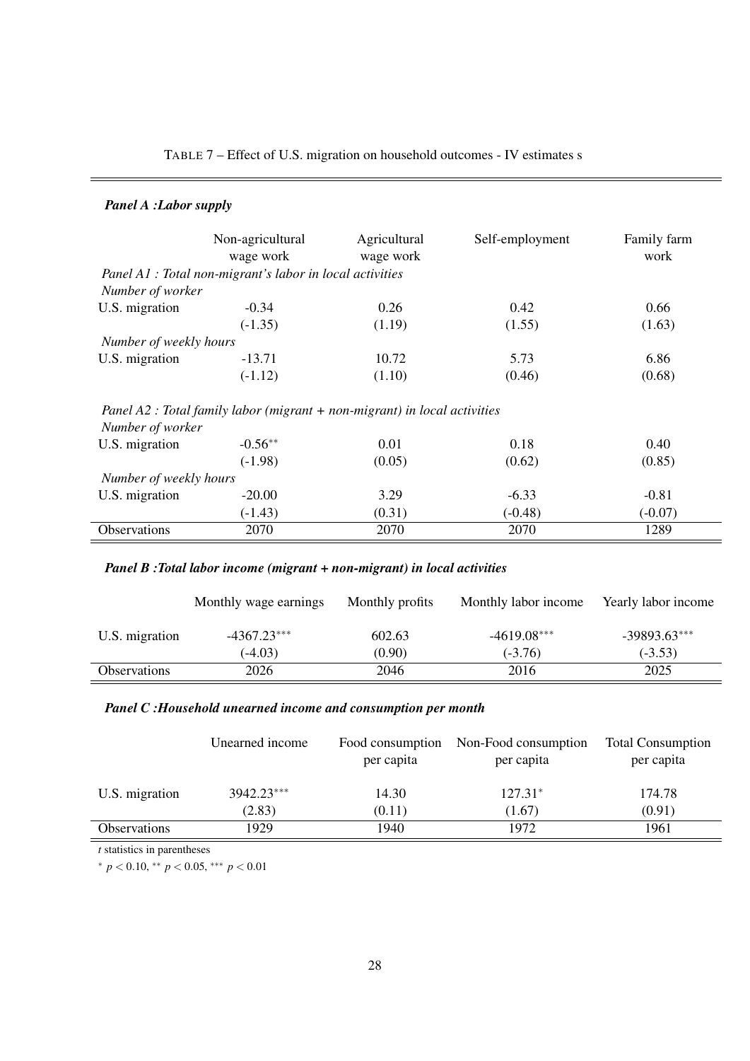TABLE 7 – Effect of U.S. migration on household outcomes - IV estimates s

***Panel A :Labor supply***

| | Non-agricultural wage work | Agricultural wage work | Self-employment | Family farm work |
|---|---|---|---|---|
| *Panel A1 : Total non-migrant's labor in local activities* | | | | |
| *Number of worker* | | | | |
| U.S. migration | -0.34 | 0.26 | 0.42 | 0.66 |
| | (-1.35) | (1.19) | (1.55) | (1.63) |
| *Number of weekly hours* | | | | |
| U.S. migration | -13.71 | 10.72 | 5.73 | 6.86 |
| | (-1.12) | (1.10) | (0.46) | (0.68) |
| *Panel A2 : Total family labor (migrant + non-migrant) in local activities* | | | | |
| *Number of worker* | | | | |
| U.S. migration | -0.56** | 0.01 | 0.18 | 0.40 |
| | (-1.98) | (0.05) | (0.62) | (0.85) |
| *Number of weekly hours* | | | | |
| U.S. migration | -20.00 | 3.29 | -6.33 | -0.81 |
| | (-1.43) | (0.31) | (-0.48) | (-0.07) |
| Observations | 2070 | 2070 | 2070 | 1289 |

***Panel B :Total labor income (migrant + non-migrant) in local activities***

| | Monthly wage earnings | Monthly profits | Monthly labor income | Yearly labor income |
|---|---|---|---|---|
| U.S. migration | -4367.23*** | 602.63 | -4619.08*** | -39893.63*** |
| | (-4.03) | (0.90) | (-3.76) | (-3.53) |
| Observations | 2026 | 2046 | 2016 | 2025 |

***Panel C :Household unearned income and consumption per month***

| | Unearned income | Food consumption per capita | Non-Food consumption per capita | Total Consumption per capita |
|---|---|---|---|---|
| U.S. migration | 3942.23*** | 14.30 | 127.31* | 174.78 |
| | (2.83) | (0.11) | (1.67) | (0.91) |
| Observations | 1929 | 1940 | 1972 | 1961 |

*t* statistics in parentheses

* $p < 0.10$, ** $p < 0.05$, *** $p < 0.01$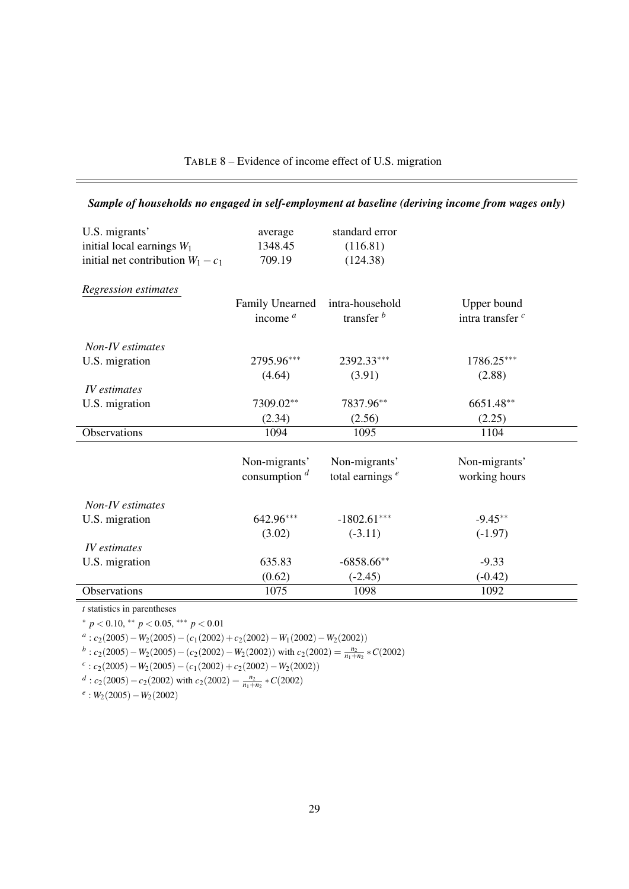TABLE 8 – Evidence of income effect of U.S. migration

***Sample of households no engaged in self-employment at baseline (deriving income from wages only)***

| U.S. migrants' | average | standard error |
|---|---|---|
| initial local earnings $W_1$ | 1348.45 | (116.81) |
| initial net contribution $W_1 - c_1$ | 709.19 | (124.38) |

| *Regression estimates* | Family Unearned income [a] | intra-household transfer [b] | Upper bound intra transfer [c] |
|---|---|---|---|
| *Non-IV estimates* | | | |
| U.S. migration | 2795.96*** | 2392.33*** | 1786.25*** |
| | (4.64) | (3.91) | (2.88) |
| *IV estimates* | | | |
| U.S. migration | 7309.02** | 7837.96** | 6651.48** |
| | (2.34) | (2.56) | (2.25) |
| Observations | 1094 | 1095 | 1104 |

| | Non-migrants' consumption [d] | Non-migrants' total earnings [e] | Non-migrants' working hours |
|---|---|---|---|
| *Non-IV estimates* | | | |
| U.S. migration | 642.96*** | -1802.61*** | -9.45** |
| | (3.02) | (-3.11) | (-1.97) |
| *IV estimates* | | | |
| U.S. migration | 635.83 | -6858.66** | -9.33 |
| | (0.62) | (-2.45) | (-0.42) |
| Observations | 1075 | 1098 | 1092 |

*t* statistics in parentheses

\* $p < 0.10$, \*\* $p < 0.05$, \*\*\* $p < 0.01$

[a] : $c_2(2005) - W_2(2005) - (c_1(2002) + c_2(2002) - W_1(2002) - W_2(2002))$

[b] : $c_2(2005) - W_2(2005) - (c_2(2002) - W_2(2002))$ with $c_2(2002) = \frac{n_2}{n_1+n_2} * C(2002)$

[c] : $c_2(2005) - W_2(2005) - (c_1(2002) + c_2(2002) - W_2(2002))$

[d] : $c_2(2005) - c_2(2002)$ with $c_2(2002) = \frac{n_2}{n_1+n_2} * C(2002)$

[e] : $W_2(2005) - W_2(2002)$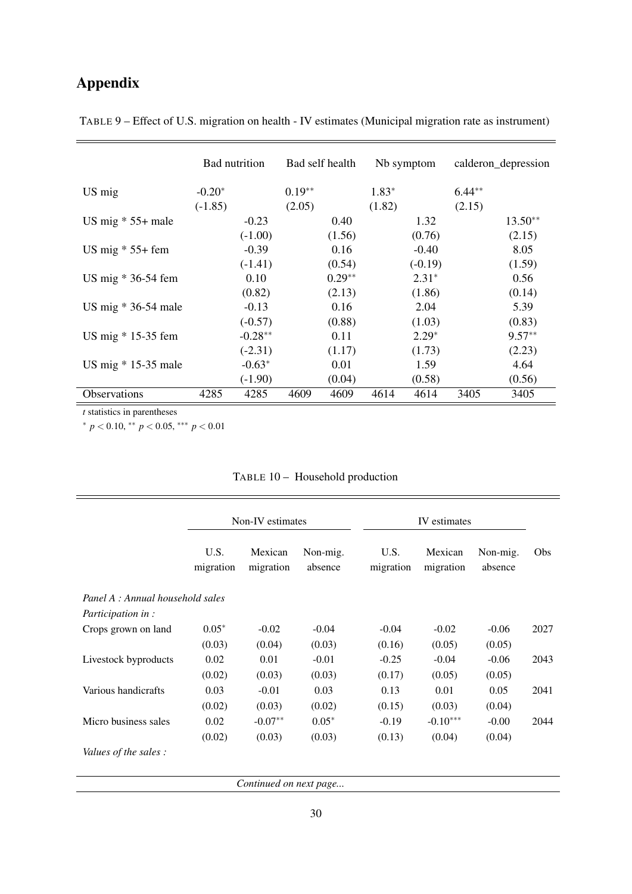# Appendix

TABLE 9 – Effect of U.S. migration on health - IV estimates (Municipal migration rate as instrument)

| | Bad nutrition | | Bad self health | | Nb symptom | | calderon_depression | |
|---|---|---|---|---|---|---|---|---|
| US mig | -0.20* | | 0.19** | | 1.83* | | 6.44** | |
| | (-1.85) | | (2.05) | | (1.82) | | (2.15) | |
| US mig * 55+ male | | -0.23 | | 0.40 | | 1.32 | | 13.50** |
| | | (-1.00) | | (1.56) | | (0.76) | | (2.15) |
| US mig * 55+ fem | | -0.39 | | 0.16 | | -0.40 | | 8.05 |
| | | (-1.41) | | (0.54) | | (-0.19) | | (1.59) |
| US mig * 36-54 fem | | 0.10 | | 0.29** | | 2.31* | | 0.56 |
| | | (0.82) | | (2.13) | | (1.86) | | (0.14) |
| US mig * 36-54 male | | -0.13 | | 0.16 | | 2.04 | | 5.39 |
| | | (-0.57) | | (0.88) | | (1.03) | | (0.83) |
| US mig * 15-35 fem | | -0.28** | | 0.11 | | 2.29* | | 9.57** |
| | | (-2.31) | | (1.17) | | (1.73) | | (2.23) |
| US mig * 15-35 male | | -0.63* | | 0.01 | | 1.59 | | 4.64 |
| | | (-1.90) | | (0.04) | | (0.58) | | (0.56) |
| Observations | 4285 | 4285 | 4609 | 4609 | 4614 | 4614 | 3405 | 3405 |

*t* statistics in parentheses

* $p < 0.10$, ** $p < 0.05$, *** $p < 0.01$

TABLE 10 – Household production

| | Non-IV estimates | | | IV estimates | | | |
|---|---|---|---|---|---|---|---|
| | U.S. migration | Mexican migration | Non-mig. absence | U.S. migration | Mexican migration | Non-mig. absence | Obs |
| *Panel A : Annual household sales* | | | | | | | |
| *Participation in :* | | | | | | | |
| Crops grown on land | 0.05* | -0.02 | -0.04 | -0.04 | -0.02 | -0.06 | 2027 |
| | (0.03) | (0.04) | (0.03) | (0.16) | (0.05) | (0.05) | |
| Livestock byproducts | 0.02 | 0.01 | -0.01 | -0.25 | -0.04 | -0.06 | 2043 |
| | (0.02) | (0.03) | (0.03) | (0.17) | (0.05) | (0.05) | |
| Various handicrafts | 0.03 | -0.01 | 0.03 | 0.13 | 0.01 | 0.05 | 2041 |
| | (0.02) | (0.03) | (0.02) | (0.15) | (0.03) | (0.04) | |
| Micro business sales | 0.02 | -0.07** | 0.05* | -0.19 | -0.10*** | -0.00 | 2044 |
| | (0.02) | (0.03) | (0.03) | (0.13) | (0.04) | (0.04) | |
| *Values of the sales :* | | | | | | | |

*Continued on next page...*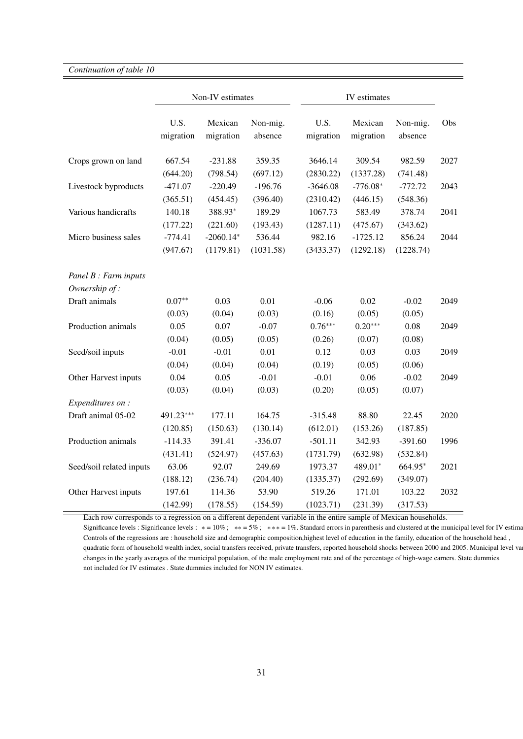*Continuation of table 10*

| | Non-IV estimates | | | IV estimates | | | |
|---|---|---|---|---|---|---|---|
| | U.S. migration | Mexican migration | Non-mig. absence | U.S. migration | Mexican migration | Non-mig. absence | Obs |
| Crops grown on land | 667.54 | -231.88 | 359.35 | 3646.14 | 309.54 | 982.59 | 2027 |
| | (644.20) | (798.54) | (697.12) | (2830.22) | (1337.28) | (741.48) | |
| Livestock byproducts | -471.07 | -220.49 | -196.76 | -3646.08 | -776.08* | -772.72 | 2043 |
| | (365.51) | (454.45) | (396.40) | (2310.42) | (446.15) | (548.36) | |
| Various handicrafts | 140.18 | 388.93* | 189.29 | 1067.73 | 583.49 | 378.74 | 2041 |
| | (177.22) | (221.60) | (193.43) | (1287.11) | (475.67) | (343.62) | |
| Micro business sales | -774.41 | -2060.14* | 536.44 | 982.16 | -1725.12 | 856.24 | 2044 |
| | (947.67) | (1179.81) | (1031.58) | (3433.37) | (1292.18) | (1228.74) | |
| *Panel B : Farm inputs* | | | | | | | |
| *Ownership of :* | | | | | | | |
| Draft animals | 0.07** | 0.03 | 0.01 | -0.06 | 0.02 | -0.02 | 2049 |
| | (0.03) | (0.04) | (0.03) | (0.16) | (0.05) | (0.05) | |
| Production animals | 0.05 | 0.07 | -0.07 | 0.76*** | 0.20*** | 0.08 | 2049 |
| | (0.04) | (0.05) | (0.05) | (0.26) | (0.07) | (0.08) | |
| Seed/soil inputs | -0.01 | -0.01 | 0.01 | 0.12 | 0.03 | 0.03 | 2049 |
| | (0.04) | (0.04) | (0.04) | (0.19) | (0.05) | (0.06) | |
| Other Harvest inputs | 0.04 | 0.05 | -0.01 | -0.01 | 0.06 | -0.02 | 2049 |
| | (0.03) | (0.04) | (0.03) | (0.20) | (0.05) | (0.07) | |
| *Expenditures on :* | | | | | | | |
| Draft animal 05-02 | 491.23*** | 177.11 | 164.75 | -315.48 | 88.80 | 22.45 | 2020 |
| | (120.85) | (150.63) | (130.14) | (612.01) | (153.26) | (187.85) | |
| Production animals | -114.33 | 391.41 | -336.07 | -501.11 | 342.93 | -391.60 | 1996 |
| | (431.41) | (524.97) | (457.63) | (1731.79) | (632.98) | (532.84) | |
| Seed/soil related inputs | 63.06 | 92.07 | 249.69 | 1973.37 | 489.01* | 664.95* | 2021 |
| | (188.12) | (236.74) | (204.40) | (1335.37) | (292.69) | (349.07) | |
| Other Harvest inputs | 197.61 | 114.36 | 53.90 | 519.26 | 171.01 | 103.22 | 2032 |
| | (142.99) | (178.55) | (154.59) | (1023.71) | (231.39) | (317.53) | |

Each row corresponds to a regression on a different dependent variable in the entire sample of Mexican households.
Significance levels : Significance levels : * = 10% ; ** = 5% ; *** = 1%. Standard errors in parenthesis and clustered at the municipal level for IV estima
Controls of the regressions are : household size and demographic composition,highest level of education in the family, education of the household head , quadratic form of household wealth index, social transfers received, private transfers, reported household shocks between 2000 and 2005. Municipal level va changes in the yearly averages of the municipal population, of the male employment rate and of the percentage of high-wage earners. State dummies not included for IV estimates . State dummies included for NON IV estimates.